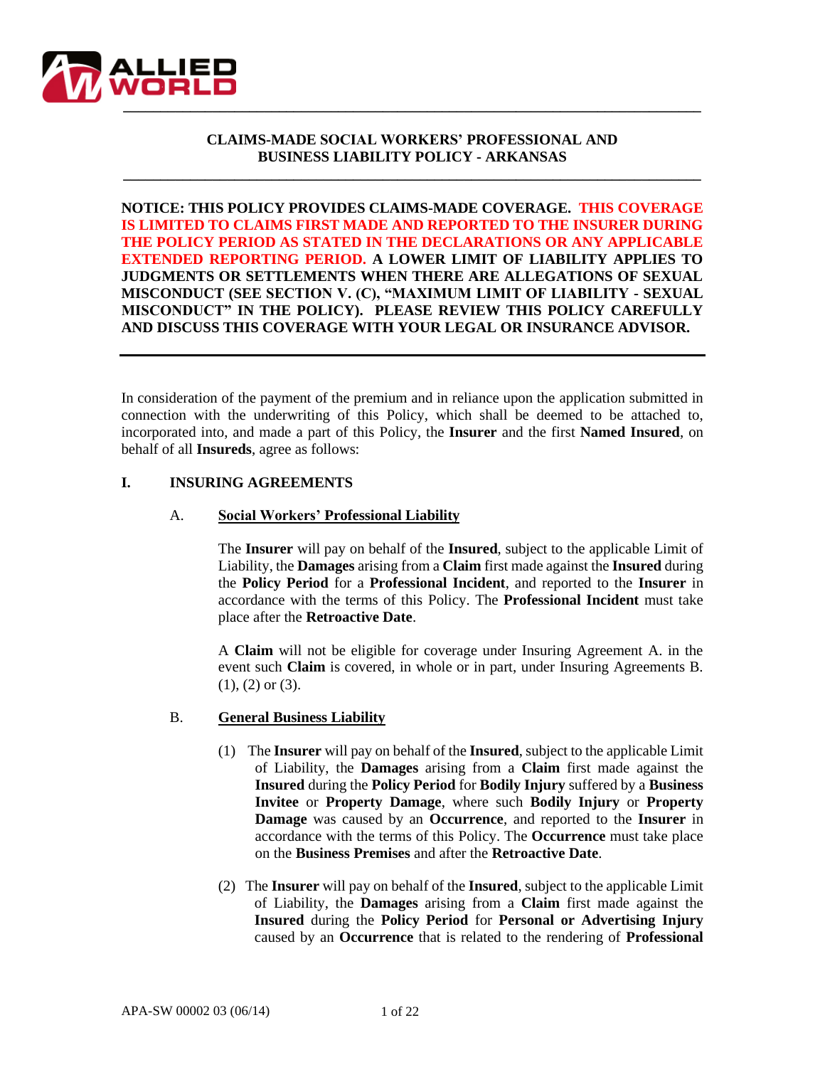ALLIED WORLD

# CLAIMS-MADE SOCIAL WORKERS' PROFESSIONAL AND BUSINESS LIABILITY POLICY - ARKANSAS

**NOTICE: THIS POLICY PROVIDES CLAIMS-MADE COVERAGE. THIS COVERAGE IS LIMITED TO CLAIMS FIRST MADE AND REPORTED TO THE INSURER DURING THE POLICY PERIOD AS STATED IN THE DECLARATIONS OR ANY APPLICABLE EXTENDED REPORTING PERIOD. A LOWER LIMIT OF LIABILITY APPLIES TO JUDGMENTS OR SETTLEMENTS WHEN THERE ARE ALLEGATIONS OF SEXUAL MISCONDUCT (SEE SECTION V. (C), "MAXIMUM LIMIT OF LIABILITY - SEXUAL MISCONDUCT" IN THE POLICY). PLEASE REVIEW THIS POLICY CAREFULLY AND DISCUSS THIS COVERAGE WITH YOUR LEGAL OR INSURANCE ADVISOR.**

In consideration of the payment of the premium and in reliance upon the application submitted in connection with the underwriting of this Policy, which shall be deemed to be attached to, incorporated into, and made a part of this Policy, the **Insurer** and the first **Named Insured**, on behalf of all **Insureds**, agree as follows:

## I. INSURING AGREEMENTS

### A. Social Workers' Professional Liability

The **Insurer** will pay on behalf of the **Insured**, subject to the applicable Limit of Liability, the **Damages** arising from a **Claim** first made against the **Insured** during the **Policy Period** for a **Professional Incident**, and reported to the **Insurer** in accordance with the terms of this Policy. The **Professional Incident** must take place after the **Retroactive Date**.

A **Claim** will not be eligible for coverage under Insuring Agreement A. in the event such **Claim** is covered, in whole or in part, under Insuring Agreements B. (1), (2) or (3).

### B. General Business Liability

(1) The **Insurer** will pay on behalf of the **Insured**, subject to the applicable Limit of Liability, the **Damages** arising from a **Claim** first made against the **Insured** during the **Policy Period** for **Bodily Injury** suffered by a **Business Invitee** or **Property Damage**, where such **Bodily Injury** or **Property Damage** was caused by an **Occurrence**, and reported to the **Insurer** in accordance with the terms of this Policy. The **Occurrence** must take place on the **Business Premises** and after the **Retroactive Date**.

(2) The **Insurer** will pay on behalf of the **Insured**, subject to the applicable Limit of Liability, the **Damages** arising from a **Claim** first made against the **Insured** during the **Policy Period** for **Personal or Advertising Injury** caused by an **Occurrence** that is related to the rendering of **Professional**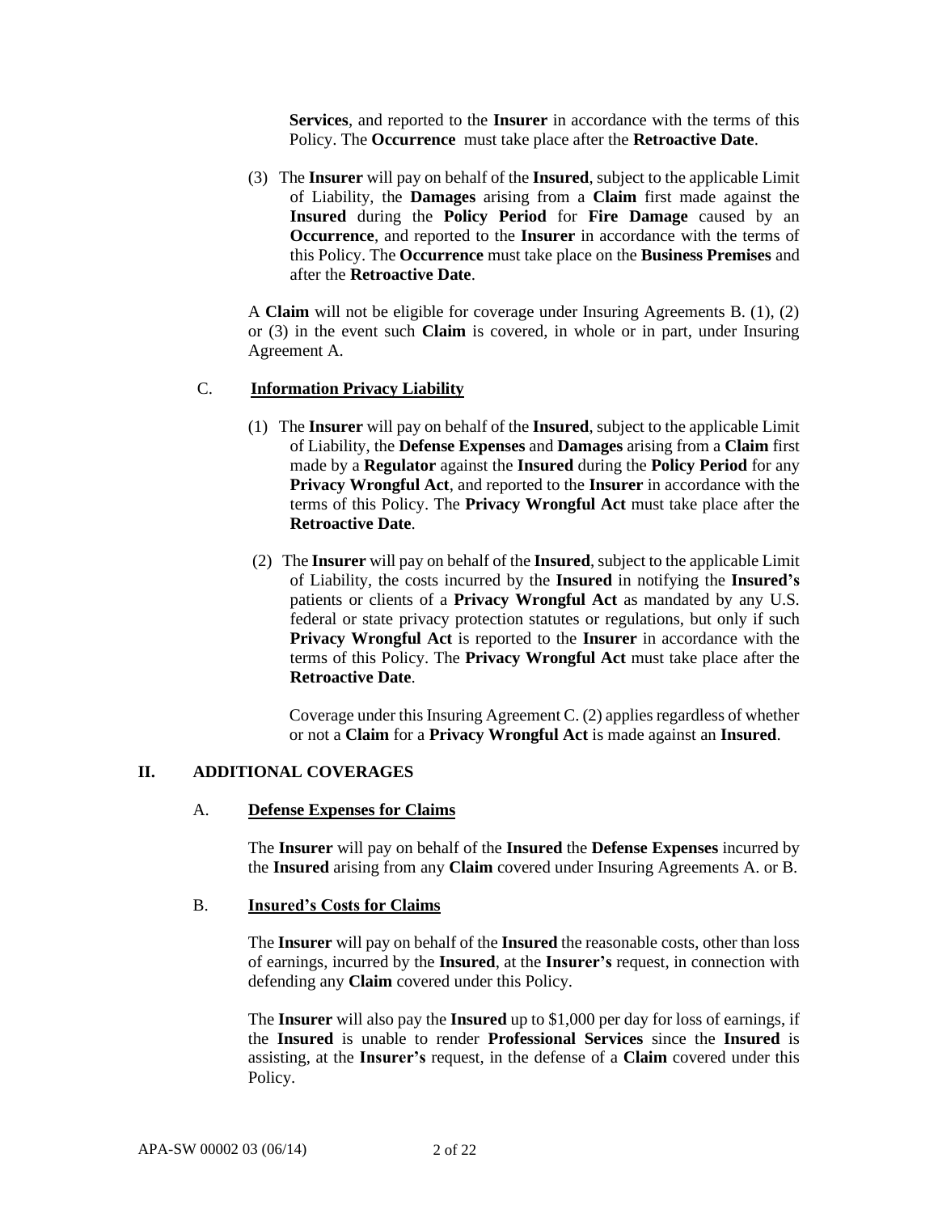**Services**, and reported to the **Insurer** in accordance with the terms of this Policy. The **Occurrence** must take place after the **Retroactive Date**.

(3) The **Insurer** will pay on behalf of the **Insured**, subject to the applicable Limit of Liability, the **Damages** arising from a **Claim** first made against the **Insured** during the **Policy Period** for **Fire Damage** caused by an **Occurrence**, and reported to the **Insurer** in accordance with the terms of this Policy. The **Occurrence** must take place on the **Business Premises** and after the **Retroactive Date**.

A **Claim** will not be eligible for coverage under Insuring Agreements B. (1), (2) or (3) in the event such **Claim** is covered, in whole or in part, under Insuring Agreement A.

C. **Information Privacy Liability**

(1) The **Insurer** will pay on behalf of the **Insured**, subject to the applicable Limit of Liability, the **Defense Expenses** and **Damages** arising from a **Claim** first made by a **Regulator** against the **Insured** during the **Policy Period** for any **Privacy Wrongful Act**, and reported to the **Insurer** in accordance with the terms of this Policy. The **Privacy Wrongful Act** must take place after the **Retroactive Date**.

(2) The **Insurer** will pay on behalf of the **Insured**, subject to the applicable Limit of Liability, the costs incurred by the **Insured** in notifying the **Insured's** patients or clients of a **Privacy Wrongful Act** as mandated by any U.S. federal or state privacy protection statutes or regulations, but only if such **Privacy Wrongful Act** is reported to the **Insurer** in accordance with the terms of this Policy. The **Privacy Wrongful Act** must take place after the **Retroactive Date**.

Coverage under this Insuring Agreement C. (2) applies regardless of whether or not a **Claim** for a **Privacy Wrongful Act** is made against an **Insured**.

## II. ADDITIONAL COVERAGES

A. **Defense Expenses for Claims**

The **Insurer** will pay on behalf of the **Insured** the **Defense Expenses** incurred by the **Insured** arising from any **Claim** covered under Insuring Agreements A. or B.

B. **Insured's Costs for Claims**

The **Insurer** will pay on behalf of the **Insured** the reasonable costs, other than loss of earnings, incurred by the **Insured**, at the **Insurer's** request, in connection with defending any **Claim** covered under this Policy.

The **Insurer** will also pay the **Insured** up to $1,000 per day for loss of earnings, if the **Insured** is unable to render **Professional Services** since the **Insured** is assisting, at the **Insurer's** request, in the defense of a **Claim** covered under this Policy.

APA-SW 00002 03 (06/14)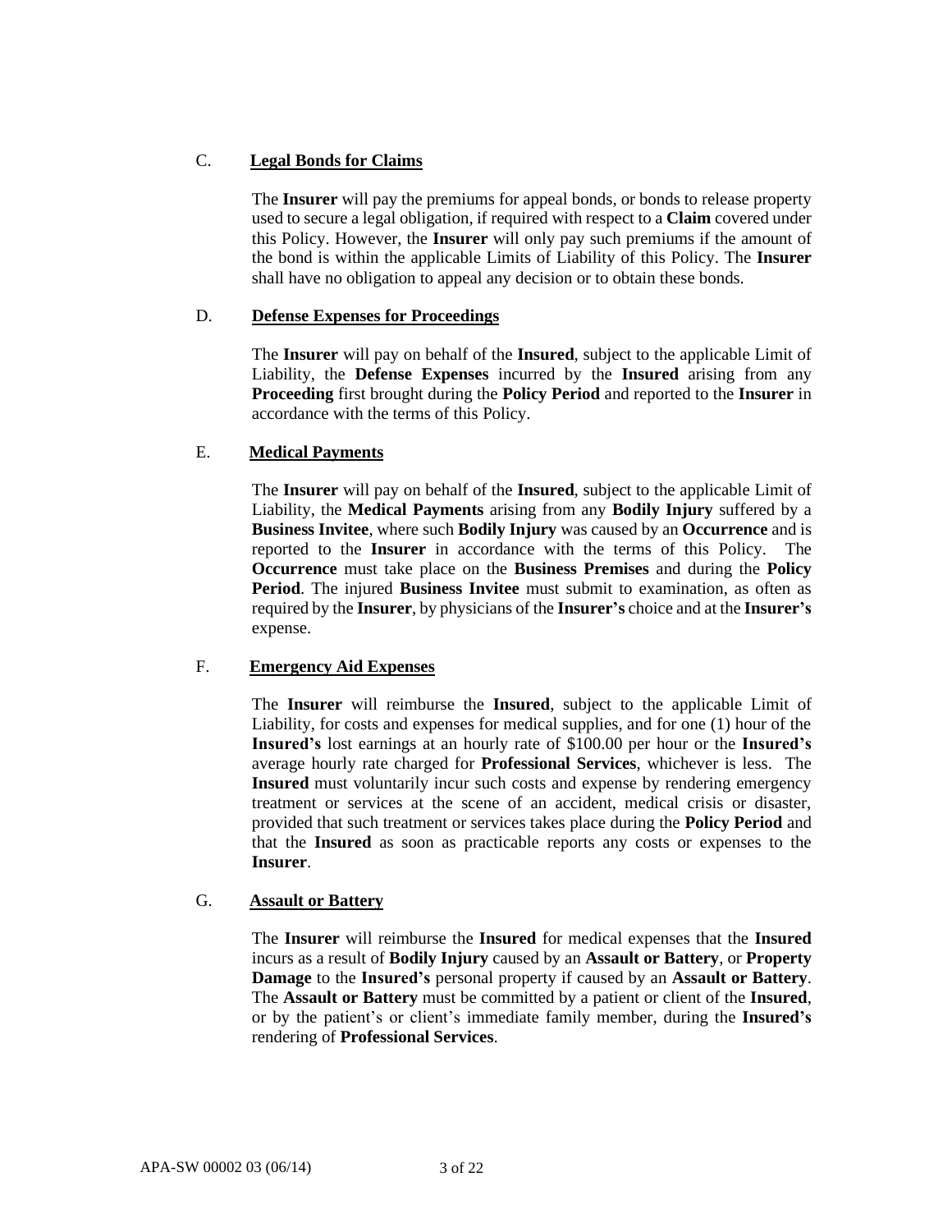### C. <u>Legal Bonds for Claims</u>

The **Insurer** will pay the premiums for appeal bonds, or bonds to release property used to secure a legal obligation, if required with respect to a **Claim** covered under this Policy. However, the **Insurer** will only pay such premiums if the amount of the bond is within the applicable Limits of Liability of this Policy. The **Insurer** shall have no obligation to appeal any decision or to obtain these bonds.

### D. <u>Defense Expenses for Proceedings</u>

The **Insurer** will pay on behalf of the **Insured**, subject to the applicable Limit of Liability, the **Defense Expenses** incurred by the **Insured** arising from any **Proceeding** first brought during the **Policy Period** and reported to the **Insurer** in accordance with the terms of this Policy.

### E. <u>Medical Payments</u>

The **Insurer** will pay on behalf of the **Insured**, subject to the applicable Limit of Liability, the **Medical Payments** arising from any **Bodily Injury** suffered by a **Business Invitee**, where such **Bodily Injury** was caused by an **Occurrence** and is reported to the **Insurer** in accordance with the terms of this Policy. The **Occurrence** must take place on the **Business Premises** and during the **Policy Period**. The injured **Business Invitee** must submit to examination, as often as required by the **Insurer**, by physicians of the **Insurer's** choice and at the **Insurer's** expense.

### F. <u>Emergency Aid Expenses</u>

The **Insurer** will reimburse the **Insured**, subject to the applicable Limit of Liability, for costs and expenses for medical supplies, and for one (1) hour of the **Insured's** lost earnings at an hourly rate of $100.00 per hour or the **Insured's** average hourly rate charged for **Professional Services**, whichever is less. The **Insured** must voluntarily incur such costs and expense by rendering emergency treatment or services at the scene of an accident, medical crisis or disaster, provided that such treatment or services takes place during the **Policy Period** and that the **Insured** as soon as practicable reports any costs or expenses to the **Insurer**.

### G. <u>Assault or Battery</u>

The **Insurer** will reimburse the **Insured** for medical expenses that the **Insured** incurs as a result of **Bodily Injury** caused by an **Assault or Battery**, or **Property Damage** to the **Insured's** personal property if caused by an **Assault or Battery**. The **Assault or Battery** must be committed by a patient or client of the **Insured**, or by the patient's or client's immediate family member, during the **Insured's** rendering of **Professional Services**.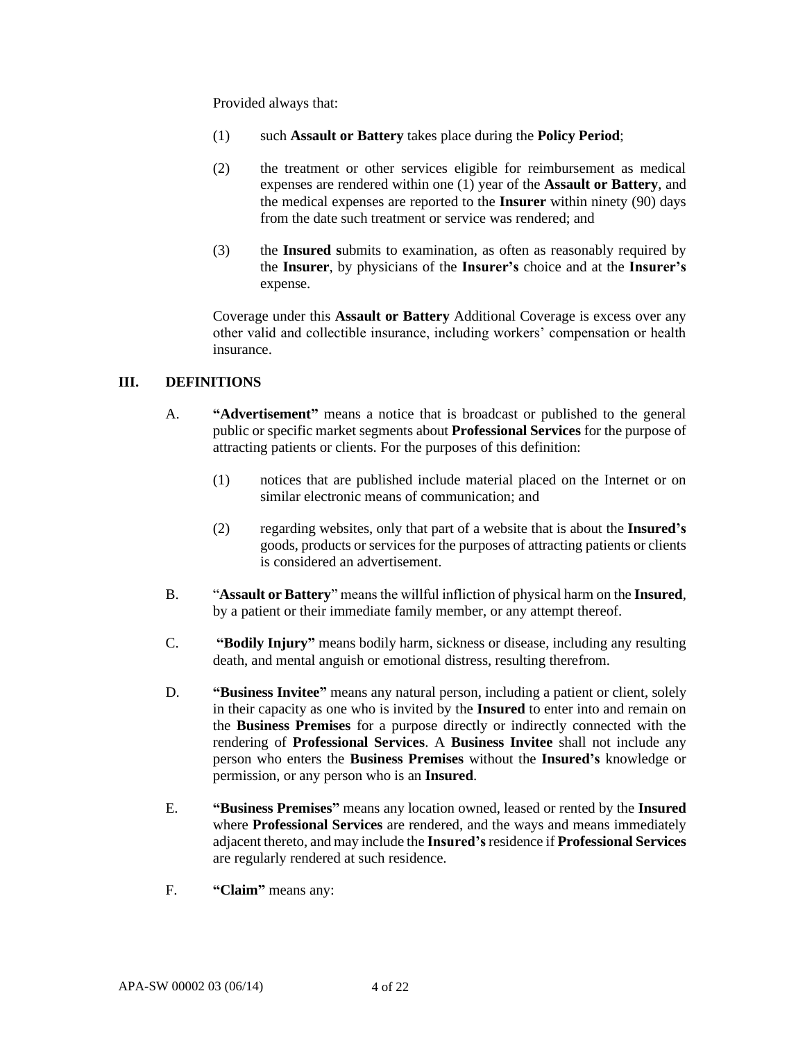Provided always that:

(1) such **Assault or Battery** takes place during the **Policy Period**;

(2) the treatment or other services eligible for reimbursement as medical expenses are rendered within one (1) year of the **Assault or Battery**, and the medical expenses are reported to the **Insurer** within ninety (90) days from the date such treatment or service was rendered; and

(3) the **Insured s**ubmits to examination, as often as reasonably required by the **Insurer**, by physicians of the **Insurer's** choice and at the **Insurer's** expense.

Coverage under this **Assault or Battery** Additional Coverage is excess over any other valid and collectible insurance, including workers' compensation or health insurance.

## III. DEFINITIONS

A. **"Advertisement"** means a notice that is broadcast or published to the general public or specific market segments about **Professional Services** for the purpose of attracting patients or clients. For the purposes of this definition:

(1) notices that are published include material placed on the Internet or on similar electronic means of communication; and

(2) regarding websites, only that part of a website that is about the **Insured's** goods, products or services for the purposes of attracting patients or clients is considered an advertisement.

B. "**Assault or Battery**" means the willful infliction of physical harm on the **Insured**, by a patient or their immediate family member, or any attempt thereof.

C. **"Bodily Injury"** means bodily harm, sickness or disease, including any resulting death, and mental anguish or emotional distress, resulting therefrom.

D. **"Business Invitee"** means any natural person, including a patient or client, solely in their capacity as one who is invited by the **Insured** to enter into and remain on the **Business Premises** for a purpose directly or indirectly connected with the rendering of **Professional Services**. A **Business Invitee** shall not include any person who enters the **Business Premises** without the **Insured's** knowledge or permission, or any person who is an **Insured**.

E. **"Business Premises"** means any location owned, leased or rented by the **Insured** where **Professional Services** are rendered, and the ways and means immediately adjacent thereto, and may include the **Insured's** residence if **Professional Services** are regularly rendered at such residence.

F. **"Claim"** means any: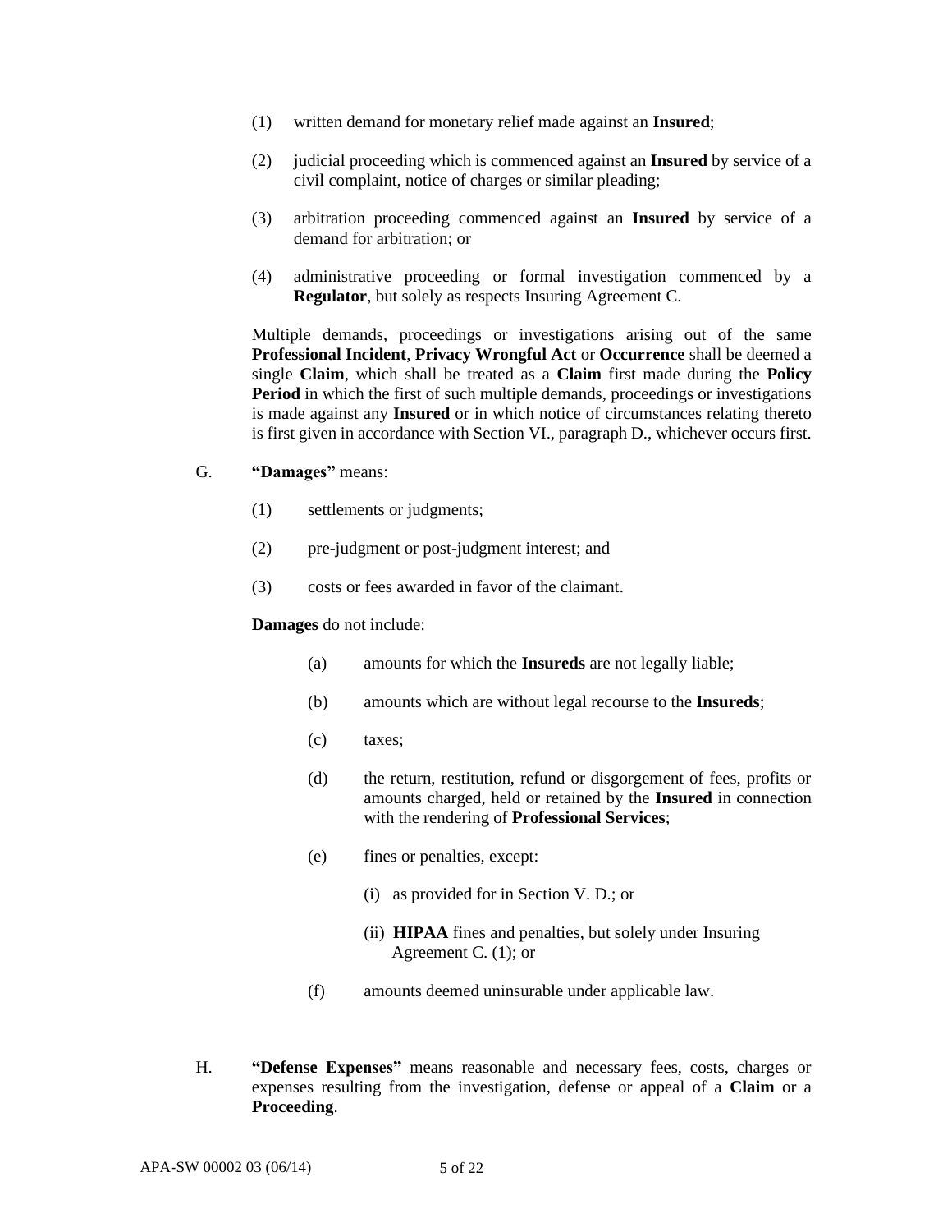(1) written demand for monetary relief made against an **Insured**;

(2) judicial proceeding which is commenced against an **Insured** by service of a civil complaint, notice of charges or similar pleading;

(3) arbitration proceeding commenced against an **Insured** by service of a demand for arbitration; or

(4) administrative proceeding or formal investigation commenced by a **Regulator**, but solely as respects Insuring Agreement C.

Multiple demands, proceedings or investigations arising out of the same **Professional Incident**, **Privacy Wrongful Act** or **Occurrence** shall be deemed a single **Claim**, which shall be treated as a **Claim** first made during the **Policy Period** in which the first of such multiple demands, proceedings or investigations is made against any **Insured** or in which notice of circumstances relating thereto is first given in accordance with Section VI., paragraph D., whichever occurs first.

G. **"Damages"** means:

(1) settlements or judgments;

(2) pre-judgment or post-judgment interest; and

(3) costs or fees awarded in favor of the claimant.

**Damages** do not include:

(a) amounts for which the **Insureds** are not legally liable;

(b) amounts which are without legal recourse to the **Insureds**;

(c) taxes;

(d) the return, restitution, refund or disgorgement of fees, profits or amounts charged, held or retained by the **Insured** in connection with the rendering of **Professional Services**;

(e) fines or penalties, except:

(i) as provided for in Section V. D.; or

(ii) **HIPAA** fines and penalties, but solely under Insuring Agreement C. (1); or

(f) amounts deemed uninsurable under applicable law.

H. **"Defense Expenses"** means reasonable and necessary fees, costs, charges or expenses resulting from the investigation, defense or appeal of a **Claim** or a **Proceeding**.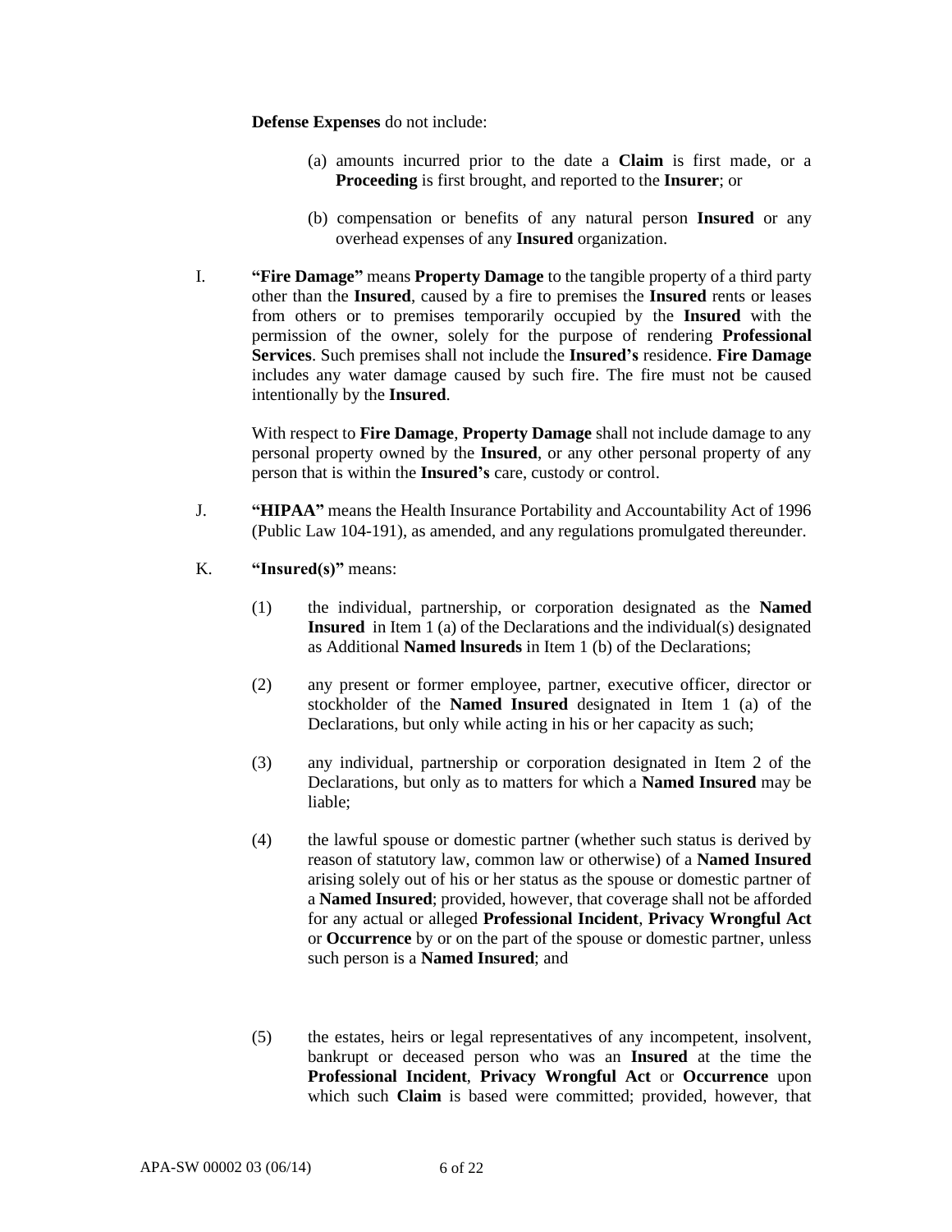**Defense Expenses** do not include:

(a) amounts incurred prior to the date a **Claim** is first made, or a **Proceeding** is first brought, and reported to the **Insurer**; or

(b) compensation or benefits of any natural person **Insured** or any overhead expenses of any **Insured** organization.

I. **"Fire Damage"** means **Property Damage** to the tangible property of a third party other than the **Insured**, caused by a fire to premises the **Insured** rents or leases from others or to premises temporarily occupied by the **Insured** with the permission of the owner, solely for the purpose of rendering **Professional Services**. Such premises shall not include the **Insured's** residence. **Fire Damage** includes any water damage caused by such fire. The fire must not be caused intentionally by the **Insured**.

With respect to **Fire Damage**, **Property Damage** shall not include damage to any personal property owned by the **Insured**, or any other personal property of any person that is within the **Insured's** care, custody or control.

J. **"HIPAA"** means the Health Insurance Portability and Accountability Act of 1996 (Public Law 104-191), as amended, and any regulations promulgated thereunder.

K. **"Insured(s)"** means:

(1) the individual, partnership, or corporation designated as the **Named Insured** in Item 1 (a) of the Declarations and the individual(s) designated as Additional **Named lnsureds** in Item 1 (b) of the Declarations;

(2) any present or former employee, partner, executive officer, director or stockholder of the **Named Insured** designated in Item 1 (a) of the Declarations, but only while acting in his or her capacity as such;

(3) any individual, partnership or corporation designated in Item 2 of the Declarations, but only as to matters for which a **Named Insured** may be liable;

(4) the lawful spouse or domestic partner (whether such status is derived by reason of statutory law, common law or otherwise) of a **Named Insured** arising solely out of his or her status as the spouse or domestic partner of a **Named Insured**; provided, however, that coverage shall not be afforded for any actual or alleged **Professional Incident**, **Privacy Wrongful Act** or **Occurrence** by or on the part of the spouse or domestic partner, unless such person is a **Named Insured**; and

(5) the estates, heirs or legal representatives of any incompetent, insolvent, bankrupt or deceased person who was an **Insured** at the time the **Professional Incident**, **Privacy Wrongful Act** or **Occurrence** upon which such **Claim** is based were committed; provided, however, that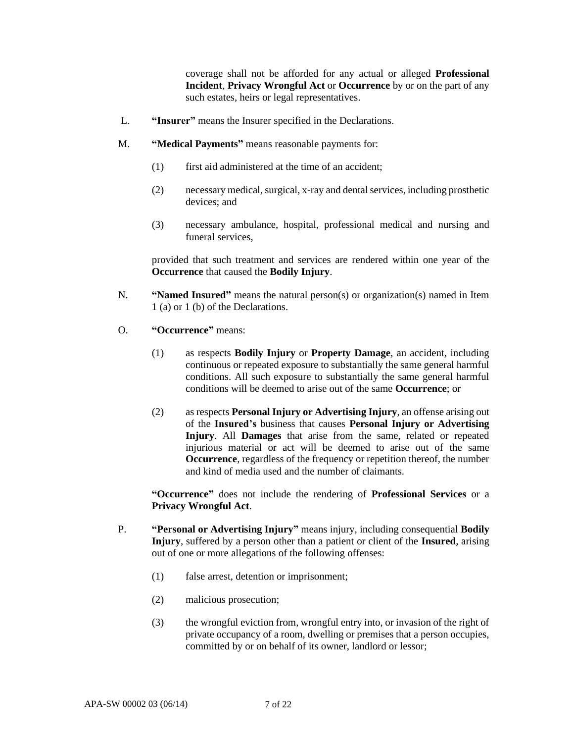coverage shall not be afforded for any actual or alleged **Professional Incident**, **Privacy Wrongful Act** or **Occurrence** by or on the part of any such estates, heirs or legal representatives.

L. **"Insurer"** means the Insurer specified in the Declarations.

M. **"Medical Payments"** means reasonable payments for:

(1) first aid administered at the time of an accident;

(2) necessary medical, surgical, x-ray and dental services, including prosthetic devices; and

(3) necessary ambulance, hospital, professional medical and nursing and funeral services,

provided that such treatment and services are rendered within one year of the **Occurrence** that caused the **Bodily Injury**.

N. **"Named Insured"** means the natural person(s) or organization(s) named in Item 1 (a) or 1 (b) of the Declarations.

O. **"Occurrence"** means:

(1) as respects **Bodily Injury** or **Property Damage**, an accident, including continuous or repeated exposure to substantially the same general harmful conditions. All such exposure to substantially the same general harmful conditions will be deemed to arise out of the same **Occurrence**; or

(2) as respects **Personal Injury or Advertising Injury**, an offense arising out of the **Insured's** business that causes **Personal Injury or Advertising Injury**. All **Damages** that arise from the same, related or repeated injurious material or act will be deemed to arise out of the same **Occurrence**, regardless of the frequency or repetition thereof, the number and kind of media used and the number of claimants.

**"Occurrence"** does not include the rendering of **Professional Services** or a **Privacy Wrongful Act**.

P. **"Personal or Advertising Injury"** means injury, including consequential **Bodily Injury**, suffered by a person other than a patient or client of the **Insured**, arising out of one or more allegations of the following offenses:

(1) false arrest, detention or imprisonment;

(2) malicious prosecution;

(3) the wrongful eviction from, wrongful entry into, or invasion of the right of private occupancy of a room, dwelling or premises that a person occupies, committed by or on behalf of its owner, landlord or lessor;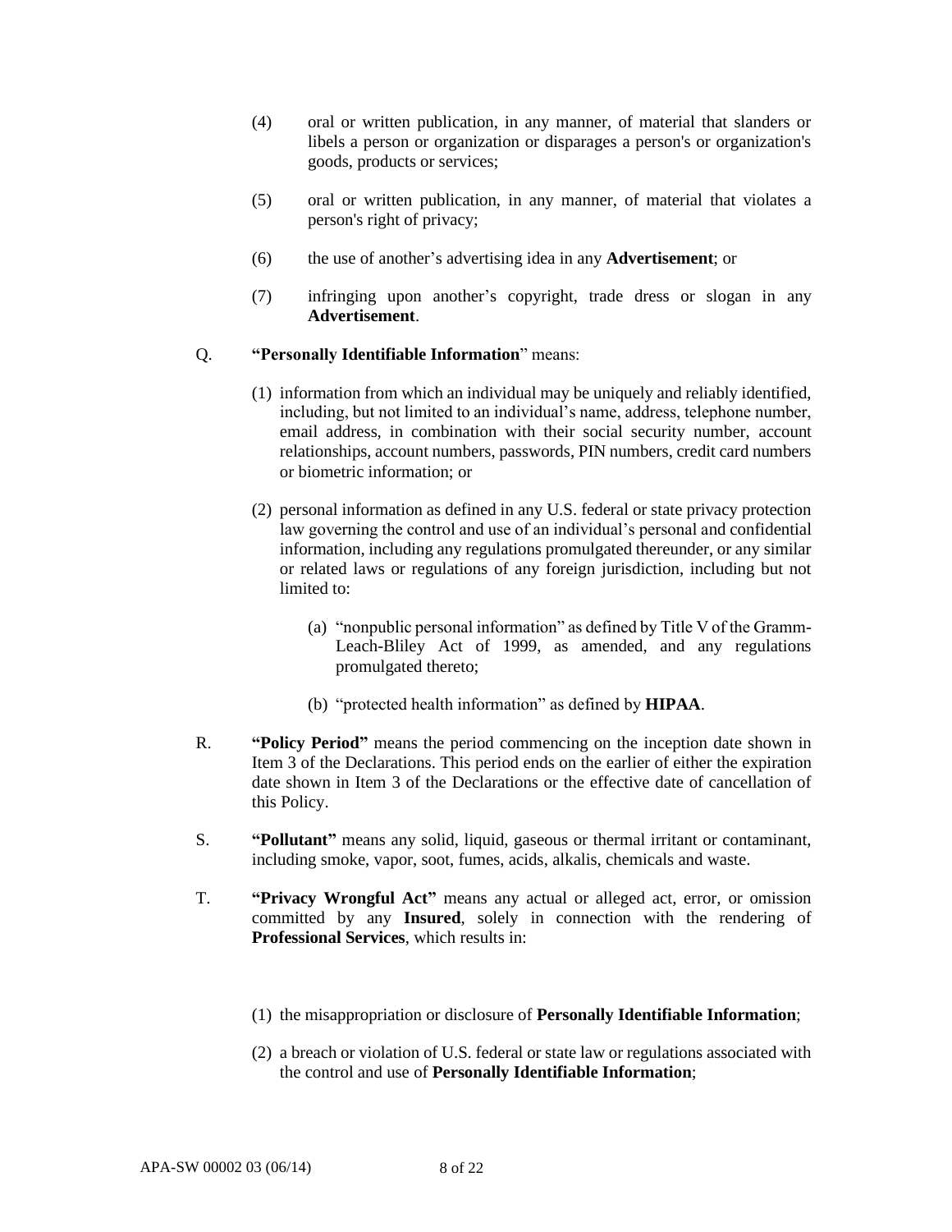(4) oral or written publication, in any manner, of material that slanders or libels a person or organization or disparages a person's or organization's goods, products or services;

(5) oral or written publication, in any manner, of material that violates a person's right of privacy;

(6) the use of another's advertising idea in any **Advertisement**; or

(7) infringing upon another's copyright, trade dress or slogan in any **Advertisement**.

Q. **"Personally Identifiable Information"** means:

(1) information from which an individual may be uniquely and reliably identified, including, but not limited to an individual's name, address, telephone number, email address, in combination with their social security number, account relationships, account numbers, passwords, PIN numbers, credit card numbers or biometric information; or

(2) personal information as defined in any U.S. federal or state privacy protection law governing the control and use of an individual's personal and confidential information, including any regulations promulgated thereunder, or any similar or related laws or regulations of any foreign jurisdiction, including but not limited to:

(a) "nonpublic personal information" as defined by Title V of the Gramm-Leach-Bliley Act of 1999, as amended, and any regulations promulgated thereto;

(b) "protected health information" as defined by **HIPAA**.

R. **"Policy Period"** means the period commencing on the inception date shown in Item 3 of the Declarations. This period ends on the earlier of either the expiration date shown in Item 3 of the Declarations or the effective date of cancellation of this Policy.

S. **"Pollutant"** means any solid, liquid, gaseous or thermal irritant or contaminant, including smoke, vapor, soot, fumes, acids, alkalis, chemicals and waste.

T. **"Privacy Wrongful Act"** means any actual or alleged act, error, or omission committed by any **Insured**, solely in connection with the rendering of **Professional Services**, which results in:

(1) the misappropriation or disclosure of **Personally Identifiable Information**;

(2) a breach or violation of U.S. federal or state law or regulations associated with the control and use of **Personally Identifiable Information**;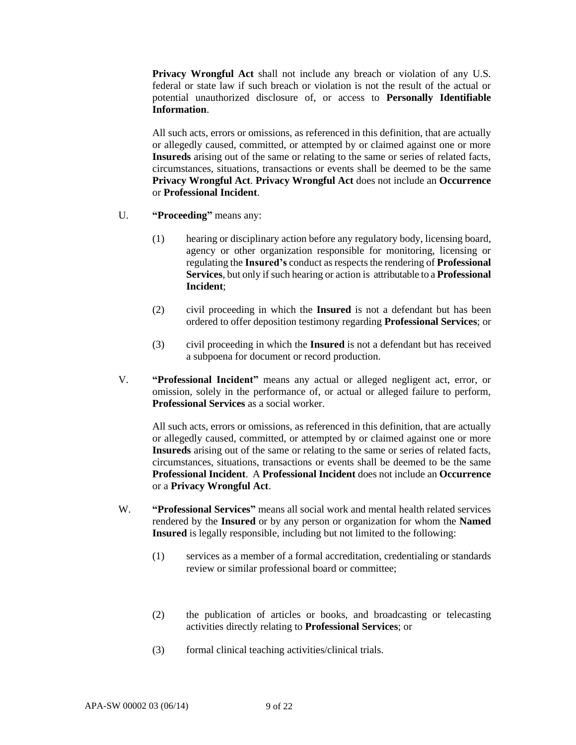**Privacy Wrongful Act** shall not include any breach or violation of any U.S. federal or state law if such breach or violation is not the result of the actual or potential unauthorized disclosure of, or access to **Personally Identifiable Information**.

All such acts, errors or omissions, as referenced in this definition, that are actually or allegedly caused, committed, or attempted by or claimed against one or more **Insureds** arising out of the same or relating to the same or series of related facts, circumstances, situations, transactions or events shall be deemed to be the same **Privacy Wrongful Act**. **Privacy Wrongful Act** does not include an **Occurrence** or **Professional Incident**.

U. **"Proceeding"** means any:

(1) hearing or disciplinary action before any regulatory body, licensing board, agency or other organization responsible for monitoring, licensing or regulating the **Insured's** conduct as respects the rendering of **Professional Services**, but only if such hearing or action is attributable to a **Professional Incident**;

(2) civil proceeding in which the **Insured** is not a defendant but has been ordered to offer deposition testimony regarding **Professional Services**; or

(3) civil proceeding in which the **Insured** is not a defendant but has received a subpoena for document or record production.

V. **"Professional Incident"** means any actual or alleged negligent act, error, or omission, solely in the performance of, or actual or alleged failure to perform, **Professional Services** as a social worker.

All such acts, errors or omissions, as referenced in this definition, that are actually or allegedly caused, committed, or attempted by or claimed against one or more **Insureds** arising out of the same or relating to the same or series of related facts, circumstances, situations, transactions or events shall be deemed to be the same **Professional Incident**. A **Professional Incident** does not include an **Occurrence** or a **Privacy Wrongful Act**.

W. **"Professional Services"** means all social work and mental health related services rendered by the **Insured** or by any person or organization for whom the **Named Insured** is legally responsible, including but not limited to the following:

(1) services as a member of a formal accreditation, credentialing or standards review or similar professional board or committee;

(2) the publication of articles or books, and broadcasting or telecasting activities directly relating to **Professional Services**; or

(3) formal clinical teaching activities/clinical trials.

APA-SW 00002 03 (06/14)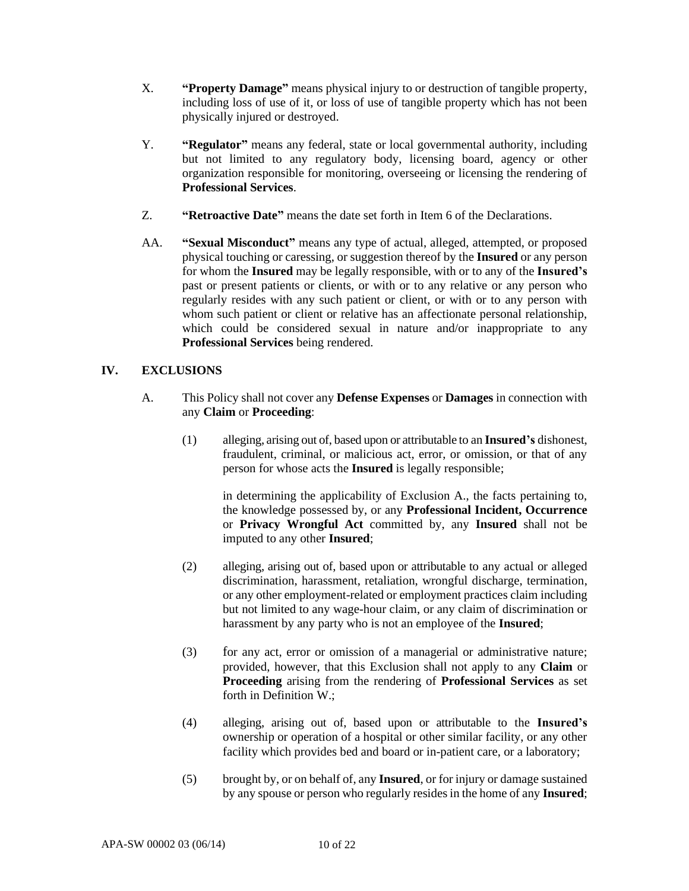X. **"Property Damage"** means physical injury to or destruction of tangible property, including loss of use of it, or loss of use of tangible property which has not been physically injured or destroyed.

Y. **"Regulator"** means any federal, state or local governmental authority, including but not limited to any regulatory body, licensing board, agency or other organization responsible for monitoring, overseeing or licensing the rendering of **Professional Services**.

Z. **"Retroactive Date"** means the date set forth in Item 6 of the Declarations.

AA. **"Sexual Misconduct"** means any type of actual, alleged, attempted, or proposed physical touching or caressing, or suggestion thereof by the **Insured** or any person for whom the **Insured** may be legally responsible, with or to any of the **Insured's** past or present patients or clients, or with or to any relative or any person who regularly resides with any such patient or client, or with or to any person with whom such patient or client or relative has an affectionate personal relationship, which could be considered sexual in nature and/or inappropriate to any **Professional Services** being rendered.

## IV. EXCLUSIONS

A. This Policy shall not cover any **Defense Expenses** or **Damages** in connection with any **Claim** or **Proceeding**:

(1) alleging, arising out of, based upon or attributable to an **Insured's** dishonest, fraudulent, criminal, or malicious act, error, or omission, or that of any person for whose acts the **Insured** is legally responsible;

in determining the applicability of Exclusion A., the facts pertaining to, the knowledge possessed by, or any **Professional Incident, Occurrence** or **Privacy Wrongful Act** committed by, any **Insured** shall not be imputed to any other **Insured**;

(2) alleging, arising out of, based upon or attributable to any actual or alleged discrimination, harassment, retaliation, wrongful discharge, termination, or any other employment-related or employment practices claim including but not limited to any wage-hour claim, or any claim of discrimination or harassment by any party who is not an employee of the **Insured**;

(3) for any act, error or omission of a managerial or administrative nature; provided, however, that this Exclusion shall not apply to any **Claim** or **Proceeding** arising from the rendering of **Professional Services** as set forth in Definition W.;

(4) alleging, arising out of, based upon or attributable to the **Insured's** ownership or operation of a hospital or other similar facility, or any other facility which provides bed and board or in-patient care, or a laboratory;

(5) brought by, or on behalf of, any **Insured**, or for injury or damage sustained by any spouse or person who regularly resides in the home of any **Insured**;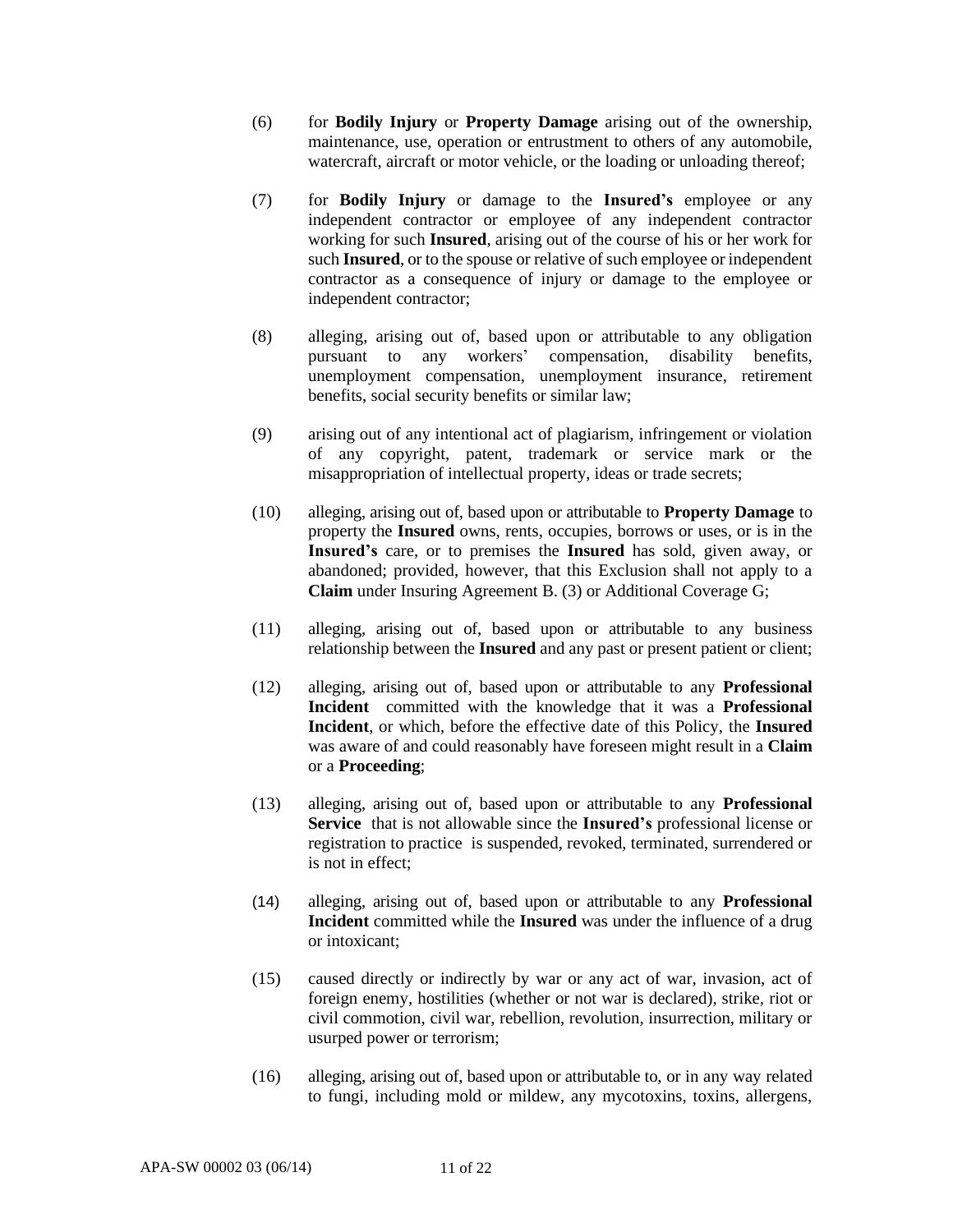(6) for **Bodily Injury** or **Property Damage** arising out of the ownership, maintenance, use, operation or entrustment to others of any automobile, watercraft, aircraft or motor vehicle, or the loading or unloading thereof;

(7) for **Bodily Injury** or damage to the **Insured's** employee or any independent contractor or employee of any independent contractor working for such **Insured**, arising out of the course of his or her work for such **Insured**, or to the spouse or relative of such employee or independent contractor as a consequence of injury or damage to the employee or independent contractor;

(8) alleging, arising out of, based upon or attributable to any obligation pursuant to any workers' compensation, disability benefits, unemployment compensation, unemployment insurance, retirement benefits, social security benefits or similar law;

(9) arising out of any intentional act of plagiarism, infringement or violation of any copyright, patent, trademark or service mark or the misappropriation of intellectual property, ideas or trade secrets;

(10) alleging, arising out of, based upon or attributable to **Property Damage** to property the **Insured** owns, rents, occupies, borrows or uses, or is in the **Insured's** care, or to premises the **Insured** has sold, given away, or abandoned; provided, however, that this Exclusion shall not apply to a **Claim** under Insuring Agreement B. (3) or Additional Coverage G;

(11) alleging, arising out of, based upon or attributable to any business relationship between the **Insured** and any past or present patient or client;

(12) alleging, arising out of, based upon or attributable to any **Professional Incident** committed with the knowledge that it was a **Professional Incident**, or which, before the effective date of this Policy, the **Insured** was aware of and could reasonably have foreseen might result in a **Claim** or a **Proceeding**;

(13) alleging, arising out of, based upon or attributable to any **Professional Service** that is not allowable since the **Insured's** professional license or registration to practice is suspended, revoked, terminated, surrendered or is not in effect;

(14) alleging, arising out of, based upon or attributable to any **Professional Incident** committed while the **Insured** was under the influence of a drug or intoxicant;

(15) caused directly or indirectly by war or any act of war, invasion, act of foreign enemy, hostilities (whether or not war is declared), strike, riot or civil commotion, civil war, rebellion, revolution, insurrection, military or usurped power or terrorism;

(16) alleging, arising out of, based upon or attributable to, or in any way related to fungi, including mold or mildew, any mycotoxins, toxins, allergens,

APA-SW 00002 03 (06/14)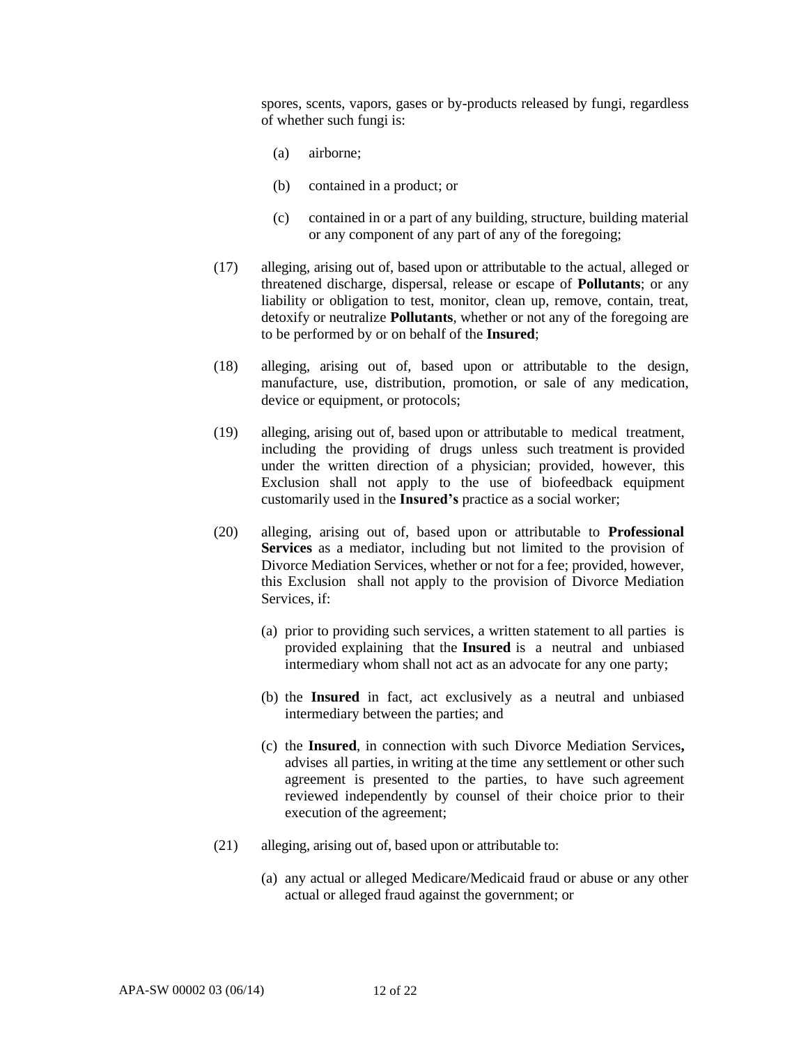spores, scents, vapors, gases or by-products released by fungi, regardless of whether such fungi is:

(a) airborne;

(b) contained in a product; or

(c) contained in or a part of any building, structure, building material or any component of any part of any of the foregoing;

(17) alleging, arising out of, based upon or attributable to the actual, alleged or threatened discharge, dispersal, release or escape of **Pollutants**; or any liability or obligation to test, monitor, clean up, remove, contain, treat, detoxify or neutralize **Pollutants**, whether or not any of the foregoing are to be performed by or on behalf of the **Insured**;

(18) alleging, arising out of, based upon or attributable to the design, manufacture, use, distribution, promotion, or sale of any medication, device or equipment, or protocols;

(19) alleging, arising out of, based upon or attributable to medical treatment, including the providing of drugs unless such treatment is provided under the written direction of a physician; provided, however, this Exclusion shall not apply to the use of biofeedback equipment customarily used in the **Insured's** practice as a social worker;

(20) alleging, arising out of, based upon or attributable to **Professional Services** as a mediator, including but not limited to the provision of Divorce Mediation Services, whether or not for a fee; provided, however, this Exclusion shall not apply to the provision of Divorce Mediation Services, if:

(a) prior to providing such services, a written statement to all parties is provided explaining that the **Insured** is a neutral and unbiased intermediary whom shall not act as an advocate for any one party;

(b) the **Insured** in fact, act exclusively as a neutral and unbiased intermediary between the parties; and

(c) the **Insured**, in connection with such Divorce Mediation Services**,** advises all parties, in writing at the time any settlement or other such agreement is presented to the parties, to have such agreement reviewed independently by counsel of their choice prior to their execution of the agreement;

(21) alleging, arising out of, based upon or attributable to:

(a) any actual or alleged Medicare/Medicaid fraud or abuse or any other actual or alleged fraud against the government; or

APA-SW 00002 03 (06/14)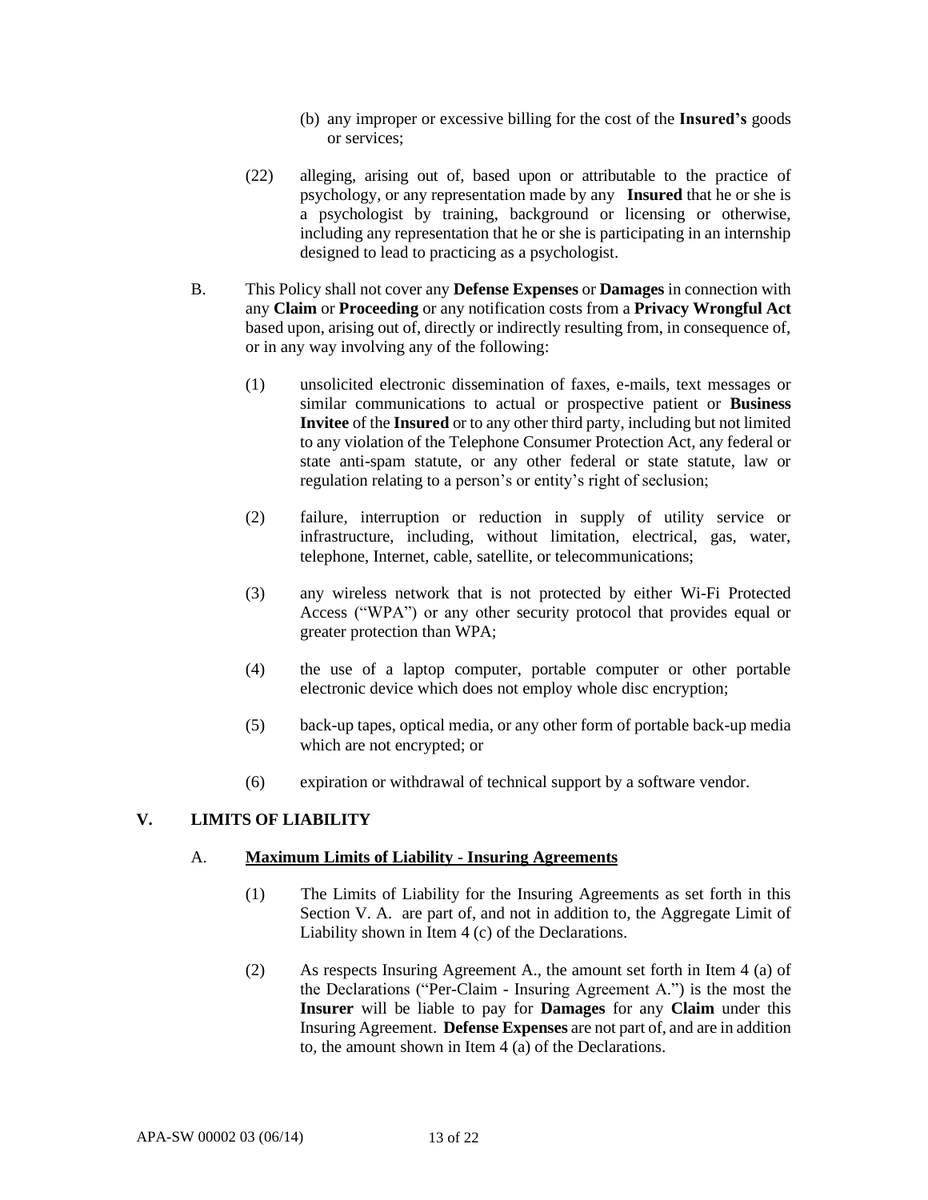(b) any improper or excessive billing for the cost of the **Insured's** goods or services;

(22) alleging, arising out of, based upon or attributable to the practice of psychology, or any representation made by any **Insured** that he or she is a psychologist by training, background or licensing or otherwise, including any representation that he or she is participating in an internship designed to lead to practicing as a psychologist.

B. This Policy shall not cover any **Defense Expenses** or **Damages** in connection with any **Claim** or **Proceeding** or any notification costs from a **Privacy Wrongful Act** based upon, arising out of, directly or indirectly resulting from, in consequence of, or in any way involving any of the following:

(1) unsolicited electronic dissemination of faxes, e-mails, text messages or similar communications to actual or prospective patient or **Business Invitee** of the **Insured** or to any other third party, including but not limited to any violation of the Telephone Consumer Protection Act, any federal or state anti-spam statute, or any other federal or state statute, law or regulation relating to a person's or entity's right of seclusion;

(2) failure, interruption or reduction in supply of utility service or infrastructure, including, without limitation, electrical, gas, water, telephone, Internet, cable, satellite, or telecommunications;

(3) any wireless network that is not protected by either Wi-Fi Protected Access ("WPA") or any other security protocol that provides equal or greater protection than WPA;

(4) the use of a laptop computer, portable computer or other portable electronic device which does not employ whole disc encryption;

(5) back-up tapes, optical media, or any other form of portable back-up media which are not encrypted; or

(6) expiration or withdrawal of technical support by a software vendor.

## V. LIMITS OF LIABILITY

### A. <u>**Maximum Limits of Liability - Insuring Agreements**</u>

(1) The Limits of Liability for the Insuring Agreements as set forth in this Section V. A. are part of, and not in addition to, the Aggregate Limit of Liability shown in Item 4 (c) of the Declarations.

(2) As respects Insuring Agreement A., the amount set forth in Item 4 (a) of the Declarations ("Per-Claim - Insuring Agreement A.") is the most the **Insurer** will be liable to pay for **Damages** for any **Claim** under this Insuring Agreement. **Defense Expenses** are not part of, and are in addition to, the amount shown in Item 4 (a) of the Declarations.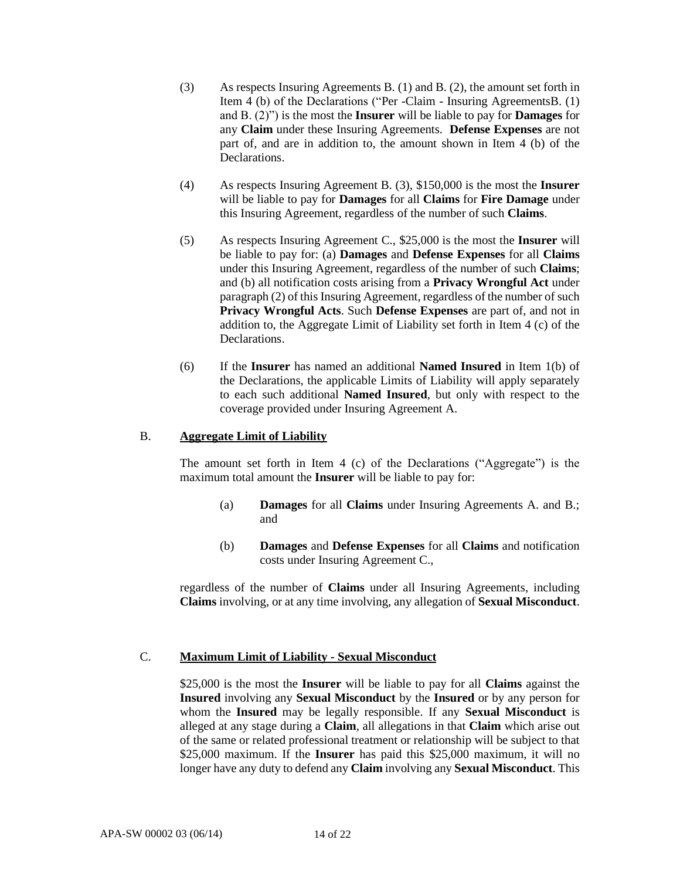(3) As respects Insuring Agreements B. (1) and B. (2), the amount set forth in Item 4 (b) of the Declarations ("Per -Claim - Insuring AgreementsB. (1) and B. (2)") is the most the **Insurer** will be liable to pay for **Damages** for any **Claim** under these Insuring Agreements. **Defense Expenses** are not part of, and are in addition to, the amount shown in Item 4 (b) of the Declarations.

(4) As respects Insuring Agreement B. (3), $150,000 is the most the **Insurer** will be liable to pay for **Damages** for all **Claims** for **Fire Damage** under this Insuring Agreement, regardless of the number of such **Claims**.

(5) As respects Insuring Agreement C., $25,000 is the most the **Insurer** will be liable to pay for: (a) **Damages** and **Defense Expenses** for all **Claims** under this Insuring Agreement, regardless of the number of such **Claims**; and (b) all notification costs arising from a **Privacy Wrongful Act** under paragraph (2) of this Insuring Agreement, regardless of the number of such **Privacy Wrongful Acts**. Such **Defense Expenses** are part of, and not in addition to, the Aggregate Limit of Liability set forth in Item 4 (c) of the Declarations.

(6) If the **Insurer** has named an additional **Named Insured** in Item 1(b) of the Declarations, the applicable Limits of Liability will apply separately to each such additional **Named Insured**, but only with respect to the coverage provided under Insuring Agreement A.

B. **Aggregate Limit of Liability**

The amount set forth in Item 4 (c) of the Declarations ("Aggregate") is the maximum total amount the **Insurer** will be liable to pay for:

(a) **Damages** for all **Claims** under Insuring Agreements A. and B.; and

(b) **Damages** and **Defense Expenses** for all **Claims** and notification costs under Insuring Agreement C.,

regardless of the number of **Claims** under all Insuring Agreements, including **Claims** involving, or at any time involving, any allegation of **Sexual Misconduct**.

C. **Maximum Limit of Liability - Sexual Misconduct**

$25,000 is the most the **Insurer** will be liable to pay for all **Claims** against the **Insured** involving any **Sexual Misconduct** by the **Insured** or by any person for whom the **Insured** may be legally responsible. If any **Sexual Misconduct** is alleged at any stage during a **Claim**, all allegations in that **Claim** which arise out of the same or related professional treatment or relationship will be subject to that $25,000 maximum. If the **Insurer** has paid this $25,000 maximum, it will no longer have any duty to defend any **Claim** involving any **Sexual Misconduct**. This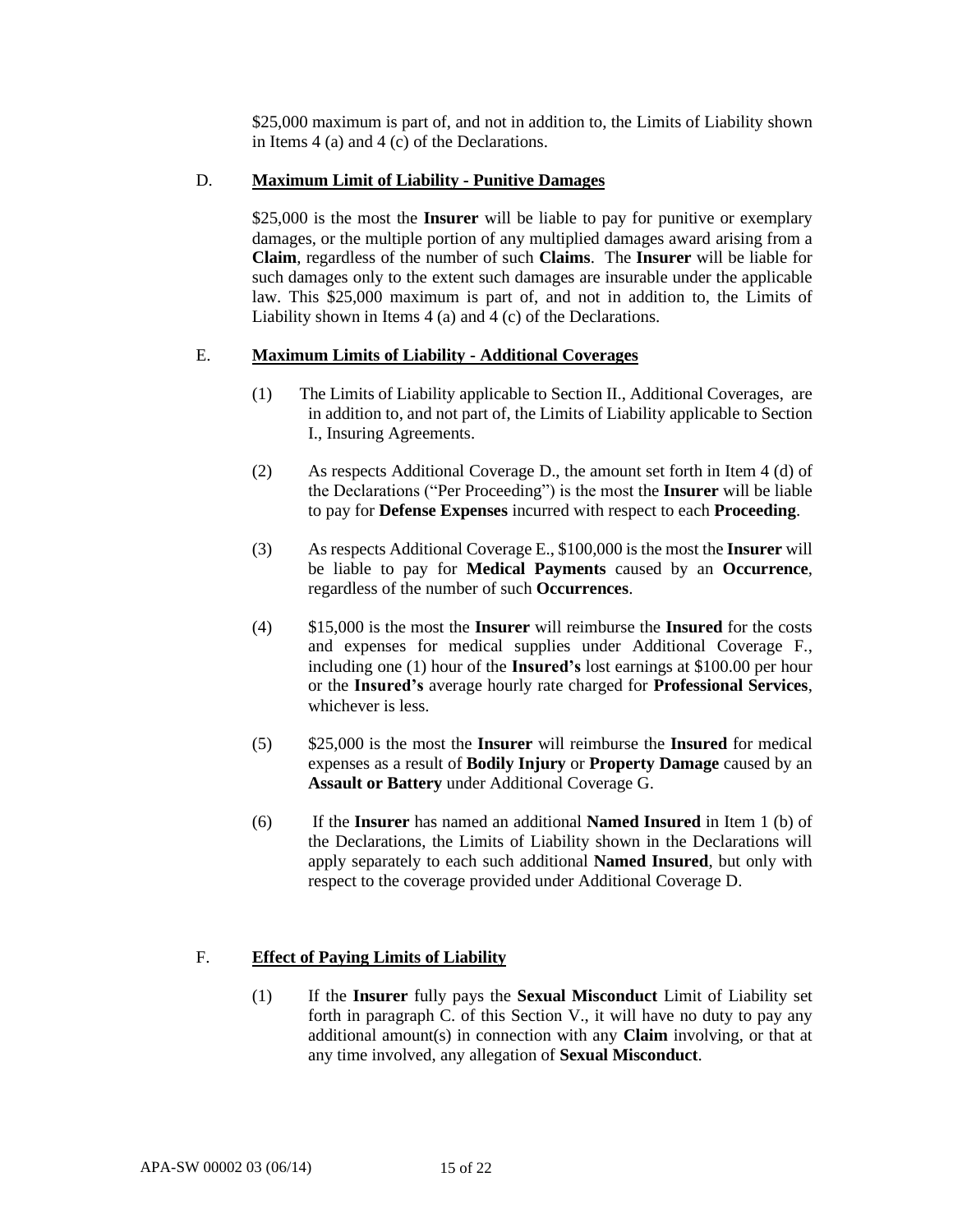$25,000 maximum is part of, and not in addition to, the Limits of Liability shown in Items 4 (a) and 4 (c) of the Declarations.

D. **Maximum Limit of Liability - Punitive Damages**

$25,000 is the most the **Insurer** will be liable to pay for punitive or exemplary damages, or the multiple portion of any multiplied damages award arising from a **Claim**, regardless of the number of such **Claims**. The **Insurer** will be liable for such damages only to the extent such damages are insurable under the applicable law. This $25,000 maximum is part of, and not in addition to, the Limits of Liability shown in Items 4 (a) and 4 (c) of the Declarations.

E. **Maximum Limits of Liability - Additional Coverages**

(1) The Limits of Liability applicable to Section II., Additional Coverages, are in addition to, and not part of, the Limits of Liability applicable to Section I., Insuring Agreements.

(2) As respects Additional Coverage D., the amount set forth in Item 4 (d) of the Declarations ("Per Proceeding") is the most the **Insurer** will be liable to pay for **Defense Expenses** incurred with respect to each **Proceeding**.

(3) As respects Additional Coverage E., $100,000 is the most the **Insurer** will be liable to pay for **Medical Payments** caused by an **Occurrence**, regardless of the number of such **Occurrences**.

(4) $15,000 is the most the **Insurer** will reimburse the **Insured** for the costs and expenses for medical supplies under Additional Coverage F., including one (1) hour of the **Insured's** lost earnings at $100.00 per hour or the **Insured's** average hourly rate charged for **Professional Services**, whichever is less.

(5) $25,000 is the most the **Insurer** will reimburse the **Insured** for medical expenses as a result of **Bodily Injury** or **Property Damage** caused by an **Assault or Battery** under Additional Coverage G.

(6) If the **Insurer** has named an additional **Named Insured** in Item 1 (b) of the Declarations, the Limits of Liability shown in the Declarations will apply separately to each such additional **Named Insured**, but only with respect to the coverage provided under Additional Coverage D.

F. **Effect of Paying Limits of Liability**

(1) If the **Insurer** fully pays the **Sexual Misconduct** Limit of Liability set forth in paragraph C. of this Section V., it will have no duty to pay any additional amount(s) in connection with any **Claim** involving, or that at any time involved, any allegation of **Sexual Misconduct**.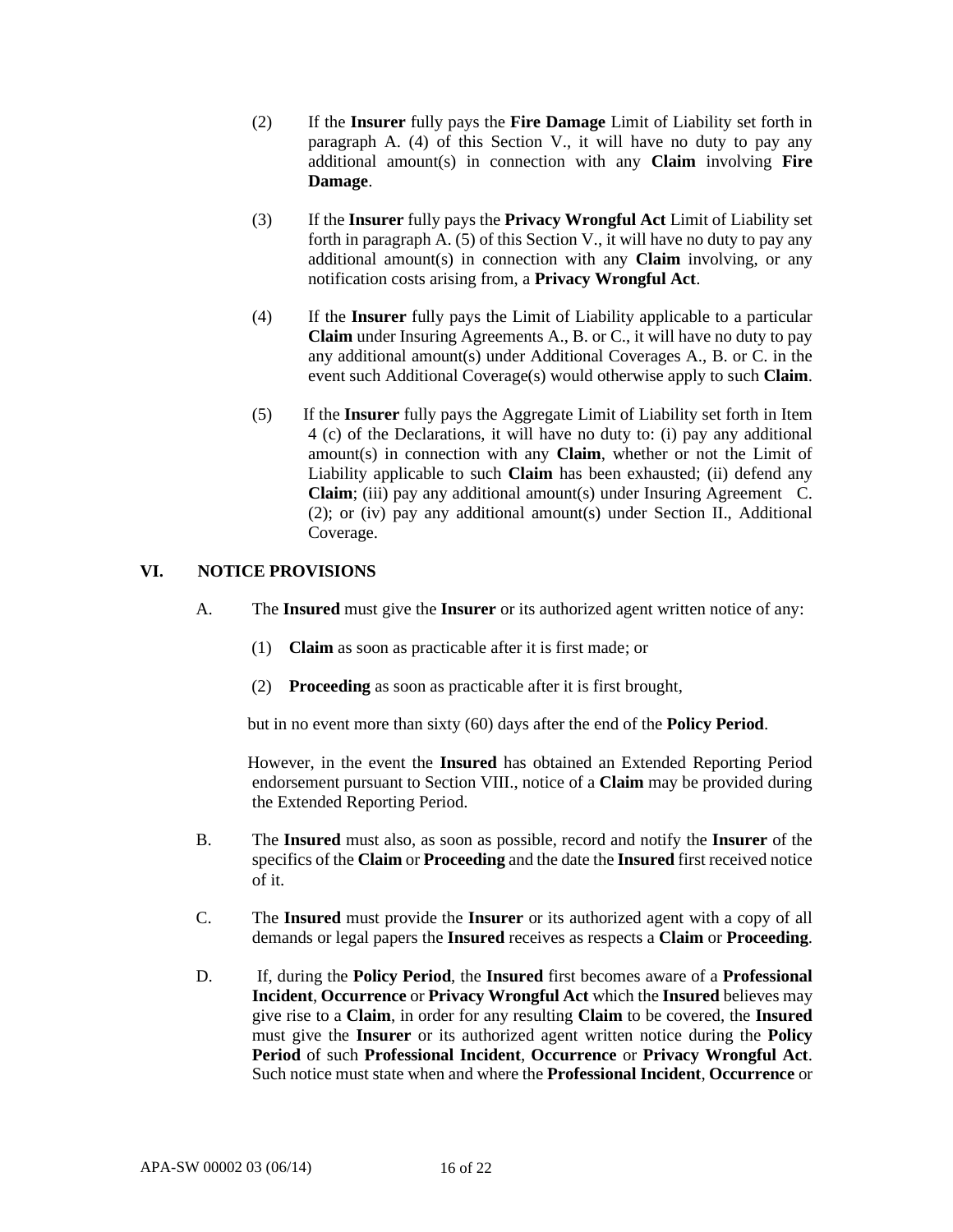(2) If the **Insurer** fully pays the **Fire Damage** Limit of Liability set forth in paragraph A. (4) of this Section V., it will have no duty to pay any additional amount(s) in connection with any **Claim** involving **Fire Damage**.

(3) If the **Insurer** fully pays the **Privacy Wrongful Act** Limit of Liability set forth in paragraph A. (5) of this Section V., it will have no duty to pay any additional amount(s) in connection with any **Claim** involving, or any notification costs arising from, a **Privacy Wrongful Act**.

(4) If the **Insurer** fully pays the Limit of Liability applicable to a particular **Claim** under Insuring Agreements A., B. or C., it will have no duty to pay any additional amount(s) under Additional Coverages A., B. or C. in the event such Additional Coverage(s) would otherwise apply to such **Claim**.

(5) If the **Insurer** fully pays the Aggregate Limit of Liability set forth in Item 4 (c) of the Declarations, it will have no duty to: (i) pay any additional amount(s) in connection with any **Claim**, whether or not the Limit of Liability applicable to such **Claim** has been exhausted; (ii) defend any **Claim**; (iii) pay any additional amount(s) under Insuring Agreement C. (2); or (iv) pay any additional amount(s) under Section II., Additional Coverage.

## VI. NOTICE PROVISIONS

A. The **Insured** must give the **Insurer** or its authorized agent written notice of any:

(1) **Claim** as soon as practicable after it is first made; or

(2) **Proceeding** as soon as practicable after it is first brought,

but in no event more than sixty (60) days after the end of the **Policy Period**.

However, in the event the **Insured** has obtained an Extended Reporting Period endorsement pursuant to Section VIII., notice of a **Claim** may be provided during the Extended Reporting Period.

B. The **Insured** must also, as soon as possible, record and notify the **Insurer** of the specifics of the **Claim** or **Proceeding** and the date the **Insured** first received notice of it.

C. The **Insured** must provide the **Insurer** or its authorized agent with a copy of all demands or legal papers the **Insured** receives as respects a **Claim** or **Proceeding**.

D. If, during the **Policy Period**, the **Insured** first becomes aware of a **Professional Incident**, **Occurrence** or **Privacy Wrongful Act** which the **Insured** believes may give rise to a **Claim**, in order for any resulting **Claim** to be covered, the **Insured** must give the **Insurer** or its authorized agent written notice during the **Policy Period** of such **Professional Incident**, **Occurrence** or **Privacy Wrongful Act**. Such notice must state when and where the **Professional Incident**, **Occurrence** or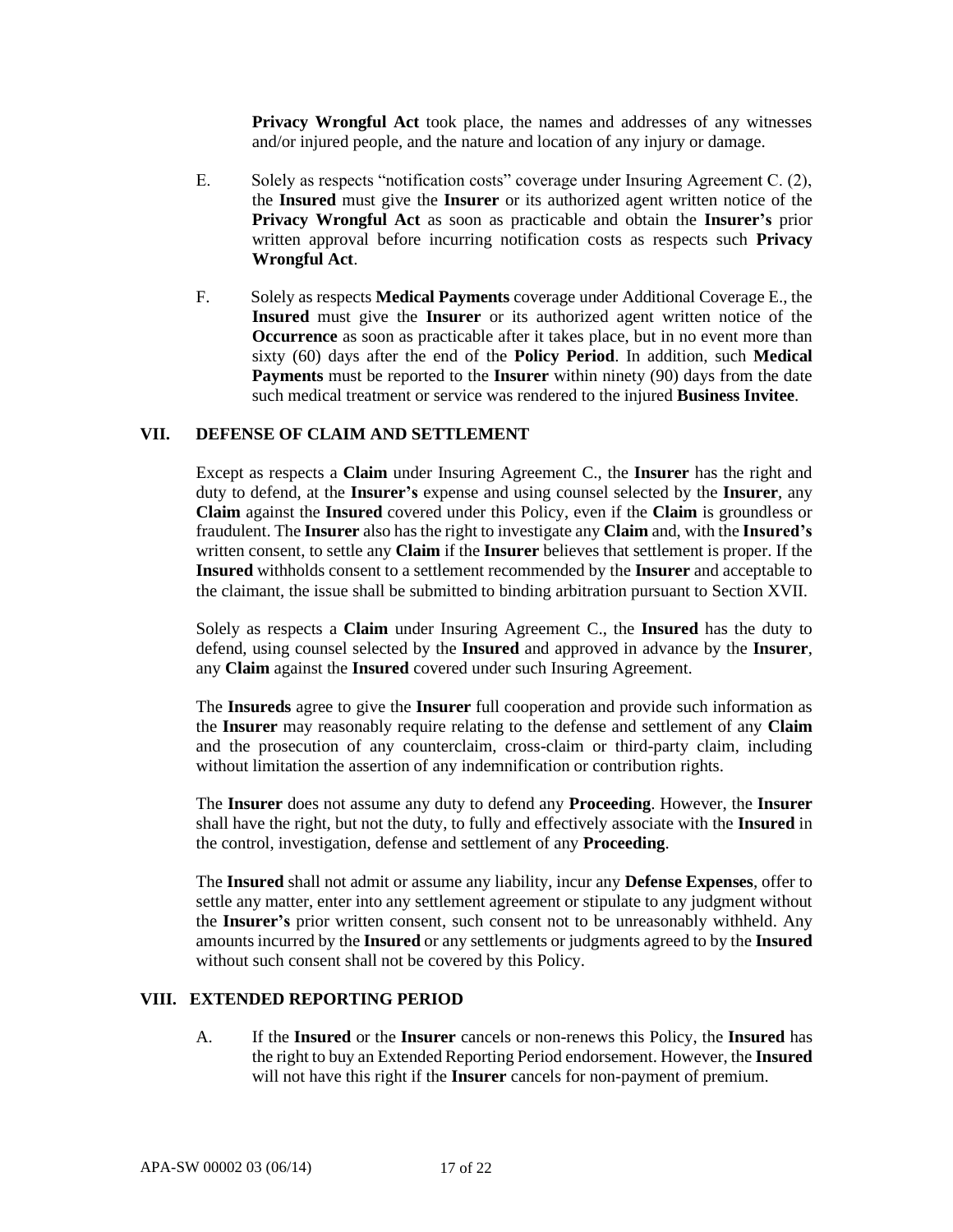**Privacy Wrongful Act** took place, the names and addresses of any witnesses and/or injured people, and the nature and location of any injury or damage.

E. Solely as respects "notification costs" coverage under Insuring Agreement C. (2), the **Insured** must give the **Insurer** or its authorized agent written notice of the **Privacy Wrongful Act** as soon as practicable and obtain the **Insurer's** prior written approval before incurring notification costs as respects such **Privacy Wrongful Act**.

F. Solely as respects **Medical Payments** coverage under Additional Coverage E., the **Insured** must give the **Insurer** or its authorized agent written notice of the **Occurrence** as soon as practicable after it takes place, but in no event more than sixty (60) days after the end of the **Policy Period**. In addition, such **Medical Payments** must be reported to the **Insurer** within ninety (90) days from the date such medical treatment or service was rendered to the injured **Business Invitee**.

## VII. DEFENSE OF CLAIM AND SETTLEMENT

Except as respects a **Claim** under Insuring Agreement C., the **Insurer** has the right and duty to defend, at the **Insurer's** expense and using counsel selected by the **Insurer**, any **Claim** against the **Insured** covered under this Policy, even if the **Claim** is groundless or fraudulent. The **Insurer** also has the right to investigate any **Claim** and, with the **Insured's** written consent, to settle any **Claim** if the **Insurer** believes that settlement is proper. If the **Insured** withholds consent to a settlement recommended by the **Insurer** and acceptable to the claimant, the issue shall be submitted to binding arbitration pursuant to Section XVII.

Solely as respects a **Claim** under Insuring Agreement C., the **Insured** has the duty to defend, using counsel selected by the **Insured** and approved in advance by the **Insurer**, any **Claim** against the **Insured** covered under such Insuring Agreement.

The **Insureds** agree to give the **Insurer** full cooperation and provide such information as the **Insurer** may reasonably require relating to the defense and settlement of any **Claim** and the prosecution of any counterclaim, cross-claim or third-party claim, including without limitation the assertion of any indemnification or contribution rights.

The **Insurer** does not assume any duty to defend any **Proceeding**. However, the **Insurer** shall have the right, but not the duty, to fully and effectively associate with the **Insured** in the control, investigation, defense and settlement of any **Proceeding**.

The **Insured** shall not admit or assume any liability, incur any **Defense Expenses**, offer to settle any matter, enter into any settlement agreement or stipulate to any judgment without the **Insurer's** prior written consent, such consent not to be unreasonably withheld. Any amounts incurred by the **Insured** or any settlements or judgments agreed to by the **Insured** without such consent shall not be covered by this Policy.

## VIII. EXTENDED REPORTING PERIOD

A. If the **Insured** or the **Insurer** cancels or non-renews this Policy, the **Insured** has the right to buy an Extended Reporting Period endorsement. However, the **Insured** will not have this right if the **Insurer** cancels for non-payment of premium.

APA-SW 00002 03 (06/14)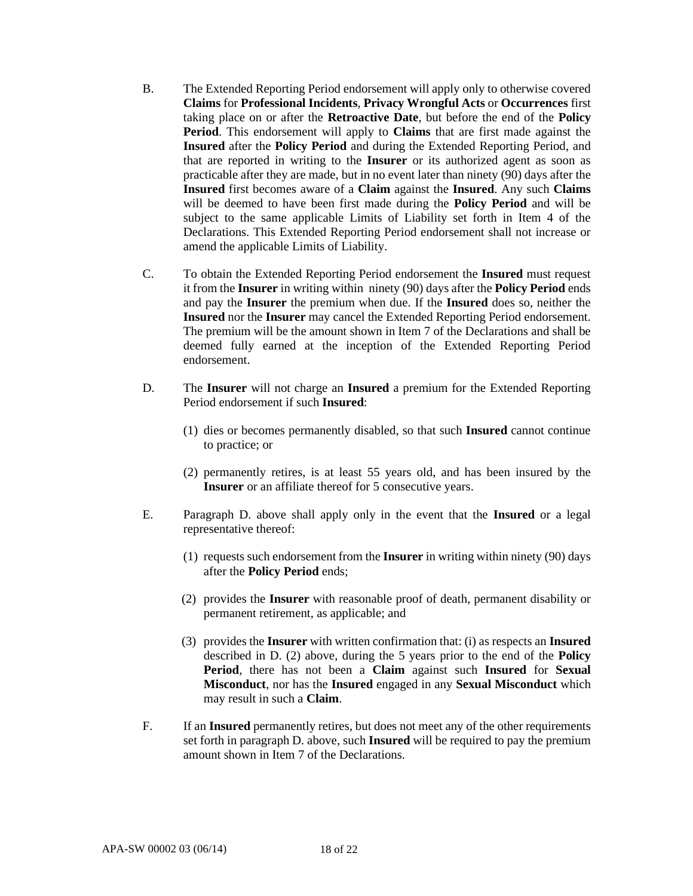B. The Extended Reporting Period endorsement will apply only to otherwise covered **Claims** for **Professional Incidents**, **Privacy Wrongful Acts** or **Occurrences** first taking place on or after the **Retroactive Date**, but before the end of the **Policy Period**. This endorsement will apply to **Claims** that are first made against the **Insured** after the **Policy Period** and during the Extended Reporting Period, and that are reported in writing to the **Insurer** or its authorized agent as soon as practicable after they are made, but in no event later than ninety (90) days after the **Insured** first becomes aware of a **Claim** against the **Insured**. Any such **Claims** will be deemed to have been first made during the **Policy Period** and will be subject to the same applicable Limits of Liability set forth in Item 4 of the Declarations. This Extended Reporting Period endorsement shall not increase or amend the applicable Limits of Liability.

C. To obtain the Extended Reporting Period endorsement the **Insured** must request it from the **Insurer** in writing within ninety (90) days after the **Policy Period** ends and pay the **Insurer** the premium when due. If the **Insured** does so, neither the **Insured** nor the **Insurer** may cancel the Extended Reporting Period endorsement. The premium will be the amount shown in Item 7 of the Declarations and shall be deemed fully earned at the inception of the Extended Reporting Period endorsement.

D. The **Insurer** will not charge an **Insured** a premium for the Extended Reporting Period endorsement if such **Insured**:

(1) dies or becomes permanently disabled, so that such **Insured** cannot continue to practice; or

(2) permanently retires, is at least 55 years old, and has been insured by the **Insurer** or an affiliate thereof for 5 consecutive years.

E. Paragraph D. above shall apply only in the event that the **Insured** or a legal representative thereof:

(1) requests such endorsement from the **Insurer** in writing within ninety (90) days after the **Policy Period** ends;

(2) provides the **Insurer** with reasonable proof of death, permanent disability or permanent retirement, as applicable; and

(3) provides the **Insurer** with written confirmation that: (i) as respects an **Insured** described in D. (2) above, during the 5 years prior to the end of the **Policy Period**, there has not been a **Claim** against such **Insured** for **Sexual Misconduct**, nor has the **Insured** engaged in any **Sexual Misconduct** which may result in such a **Claim**.

F. If an **Insured** permanently retires, but does not meet any of the other requirements set forth in paragraph D. above, such **Insured** will be required to pay the premium amount shown in Item 7 of the Declarations.

APA-SW 00002 03 (06/14)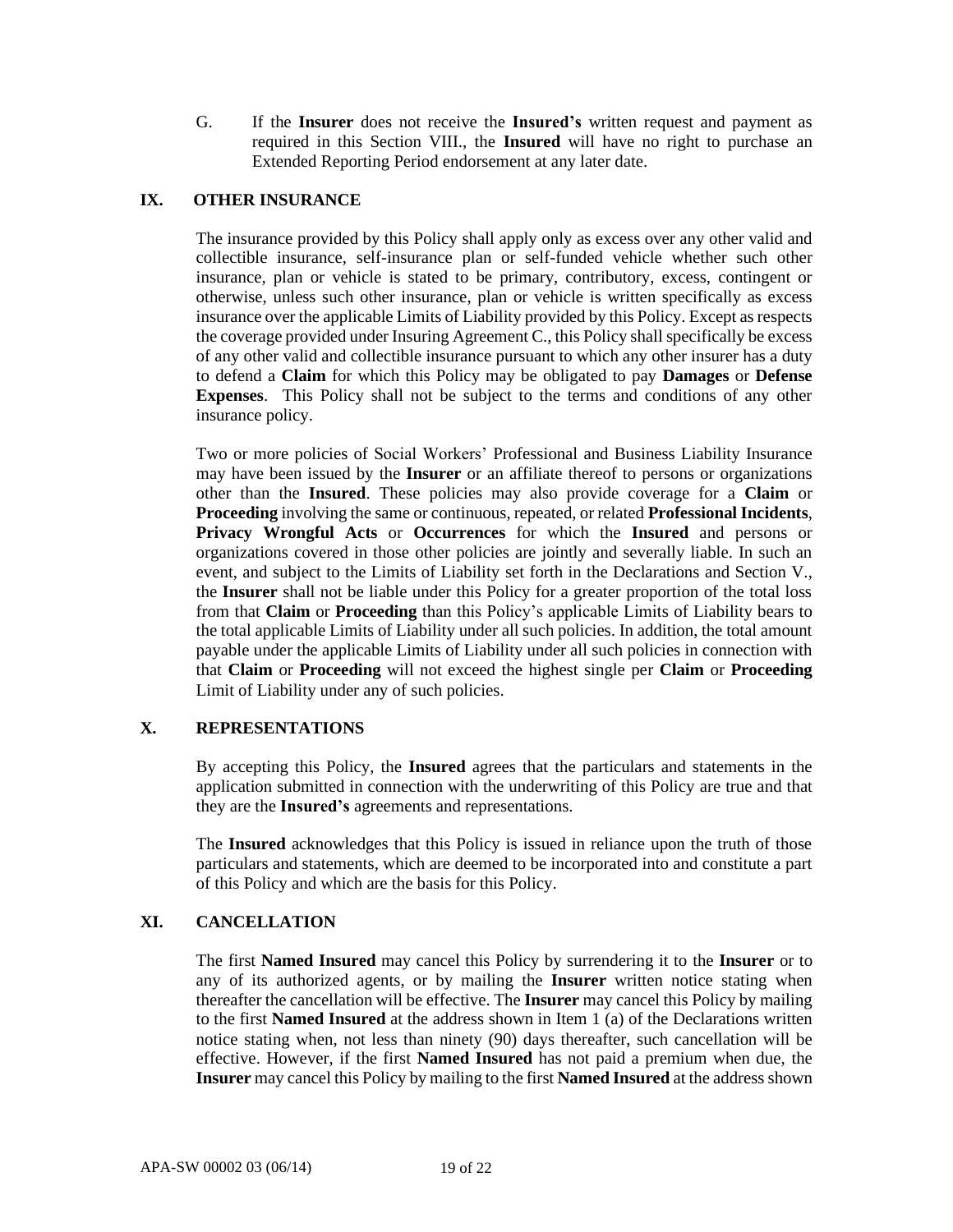G. If the **Insurer** does not receive the **Insured's** written request and payment as required in this Section VIII., the **Insured** will have no right to purchase an Extended Reporting Period endorsement at any later date.

## IX. OTHER INSURANCE

The insurance provided by this Policy shall apply only as excess over any other valid and collectible insurance, self-insurance plan or self-funded vehicle whether such other insurance, plan or vehicle is stated to be primary, contributory, excess, contingent or otherwise, unless such other insurance, plan or vehicle is written specifically as excess insurance over the applicable Limits of Liability provided by this Policy. Except as respects the coverage provided under Insuring Agreement C., this Policy shall specifically be excess of any other valid and collectible insurance pursuant to which any other insurer has a duty to defend a **Claim** for which this Policy may be obligated to pay **Damages** or **Defense Expenses**. This Policy shall not be subject to the terms and conditions of any other insurance policy.

Two or more policies of Social Workers' Professional and Business Liability Insurance may have been issued by the **Insurer** or an affiliate thereof to persons or organizations other than the **Insured**. These policies may also provide coverage for a **Claim** or **Proceeding** involving the same or continuous, repeated, or related **Professional Incidents**, **Privacy Wrongful Acts** or **Occurrences** for which the **Insured** and persons or organizations covered in those other policies are jointly and severally liable. In such an event, and subject to the Limits of Liability set forth in the Declarations and Section V., the **Insurer** shall not be liable under this Policy for a greater proportion of the total loss from that **Claim** or **Proceeding** than this Policy's applicable Limits of Liability bears to the total applicable Limits of Liability under all such policies. In addition, the total amount payable under the applicable Limits of Liability under all such policies in connection with that **Claim** or **Proceeding** will not exceed the highest single per **Claim** or **Proceeding** Limit of Liability under any of such policies.

## X. REPRESENTATIONS

By accepting this Policy, the **Insured** agrees that the particulars and statements in the application submitted in connection with the underwriting of this Policy are true and that they are the **Insured's** agreements and representations.

The **Insured** acknowledges that this Policy is issued in reliance upon the truth of those particulars and statements, which are deemed to be incorporated into and constitute a part of this Policy and which are the basis for this Policy.

## XI. CANCELLATION

The first **Named Insured** may cancel this Policy by surrendering it to the **Insurer** or to any of its authorized agents, or by mailing the **Insurer** written notice stating when thereafter the cancellation will be effective. The **Insurer** may cancel this Policy by mailing to the first **Named Insured** at the address shown in Item 1 (a) of the Declarations written notice stating when, not less than ninety (90) days thereafter, such cancellation will be effective. However, if the first **Named Insured** has not paid a premium when due, the **Insurer** may cancel this Policy by mailing to the first **Named Insured** at the address shown

APA-SW 00002 03 (06/14)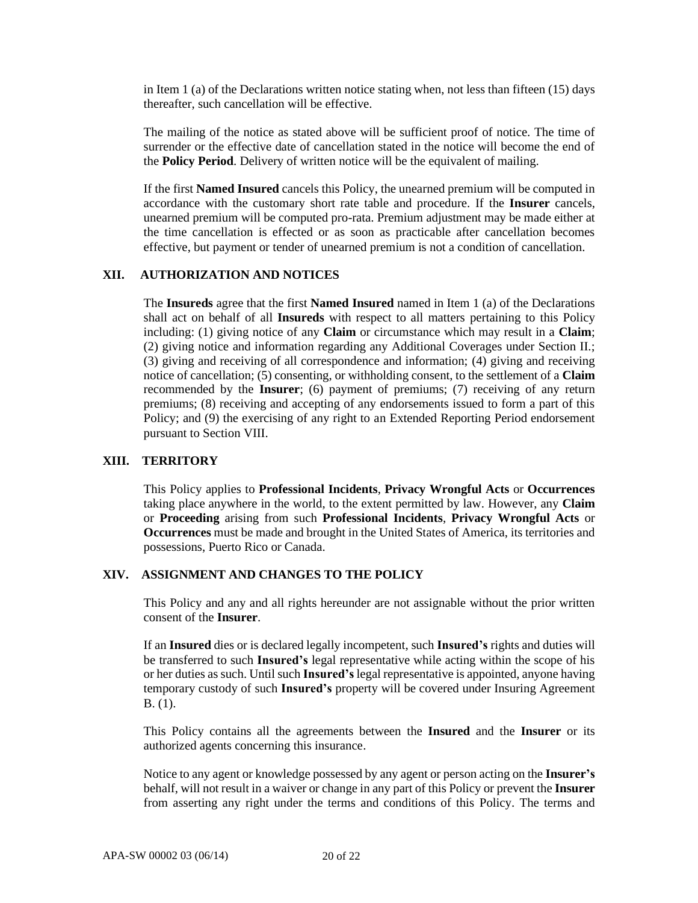in Item 1 (a) of the Declarations written notice stating when, not less than fifteen (15) days thereafter, such cancellation will be effective.

The mailing of the notice as stated above will be sufficient proof of notice. The time of surrender or the effective date of cancellation stated in the notice will become the end of the **Policy Period**. Delivery of written notice will be the equivalent of mailing.

If the first **Named Insured** cancels this Policy, the unearned premium will be computed in accordance with the customary short rate table and procedure. If the **Insurer** cancels, unearned premium will be computed pro-rata. Premium adjustment may be made either at the time cancellation is effected or as soon as practicable after cancellation becomes effective, but payment or tender of unearned premium is not a condition of cancellation.

## XII. AUTHORIZATION AND NOTICES

The **Insureds** agree that the first **Named Insured** named in Item 1 (a) of the Declarations shall act on behalf of all **Insureds** with respect to all matters pertaining to this Policy including: (1) giving notice of any **Claim** or circumstance which may result in a **Claim**; (2) giving notice and information regarding any Additional Coverages under Section II.; (3) giving and receiving of all correspondence and information; (4) giving and receiving notice of cancellation; (5) consenting, or withholding consent, to the settlement of a **Claim** recommended by the **Insurer**; (6) payment of premiums; (7) receiving of any return premiums; (8) receiving and accepting of any endorsements issued to form a part of this Policy; and (9) the exercising of any right to an Extended Reporting Period endorsement pursuant to Section VIII.

## XIII. TERRITORY

This Policy applies to **Professional Incidents**, **Privacy Wrongful Acts** or **Occurrences** taking place anywhere in the world, to the extent permitted by law. However, any **Claim** or **Proceeding** arising from such **Professional Incidents**, **Privacy Wrongful Acts** or **Occurrences** must be made and brought in the United States of America, its territories and possessions, Puerto Rico or Canada.

## XIV. ASSIGNMENT AND CHANGES TO THE POLICY

This Policy and any and all rights hereunder are not assignable without the prior written consent of the **Insurer**.

If an **Insured** dies or is declared legally incompetent, such **Insured's** rights and duties will be transferred to such **Insured's** legal representative while acting within the scope of his or her duties as such. Until such **Insured's** legal representative is appointed, anyone having temporary custody of such **Insured's** property will be covered under Insuring Agreement B. (1).

This Policy contains all the agreements between the **Insured** and the **Insurer** or its authorized agents concerning this insurance.

Notice to any agent or knowledge possessed by any agent or person acting on the **Insurer's** behalf, will not result in a waiver or change in any part of this Policy or prevent the **Insurer** from asserting any right under the terms and conditions of this Policy. The terms and

APA-SW 00002 03 (06/14)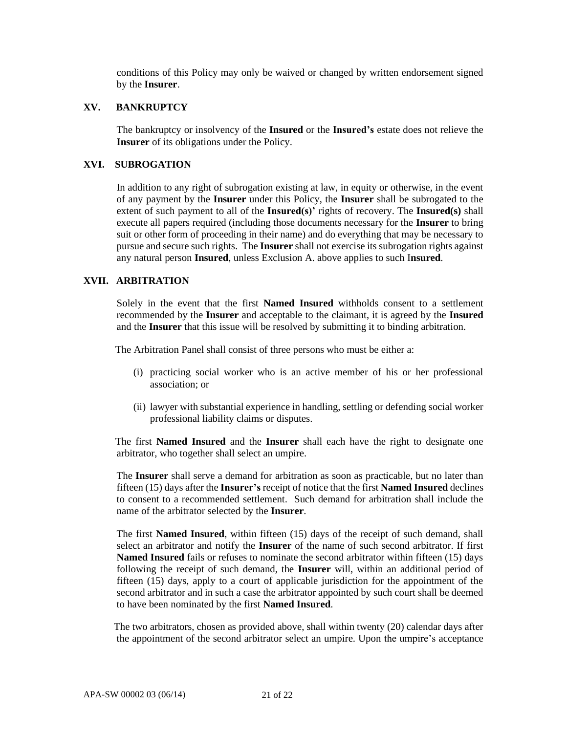conditions of this Policy may only be waived or changed by written endorsement signed by the **Insurer**.

## XV. BANKRUPTCY

The bankruptcy or insolvency of the **Insured** or the **Insured's** estate does not relieve the **Insurer** of its obligations under the Policy.

## XVI. SUBROGATION

In addition to any right of subrogation existing at law, in equity or otherwise, in the event of any payment by the **Insurer** under this Policy, the **Insurer** shall be subrogated to the extent of such payment to all of the **Insured(s)'** rights of recovery. The **Insured(s)** shall execute all papers required (including those documents necessary for the **Insurer** to bring suit or other form of proceeding in their name) and do everything that may be necessary to pursue and secure such rights. The **Insurer** shall not exercise its subrogation rights against any natural person **Insured**, unless Exclusion A. above applies to such I**nsured**.

## XVII. ARBITRATION

Solely in the event that the first **Named Insured** withholds consent to a settlement recommended by the **Insurer** and acceptable to the claimant, it is agreed by the **Insured** and the **Insurer** that this issue will be resolved by submitting it to binding arbitration.

The Arbitration Panel shall consist of three persons who must be either a:

(i) practicing social worker who is an active member of his or her professional association; or

(ii) lawyer with substantial experience in handling, settling or defending social worker professional liability claims or disputes.

The first **Named Insured** and the **Insurer** shall each have the right to designate one arbitrator, who together shall select an umpire.

The **Insurer** shall serve a demand for arbitration as soon as practicable, but no later than fifteen (15) days after the **Insurer's** receipt of notice that the first **Named Insured** declines to consent to a recommended settlement. Such demand for arbitration shall include the name of the arbitrator selected by the **Insurer**.

The first **Named Insured**, within fifteen (15) days of the receipt of such demand, shall select an arbitrator and notify the **Insurer** of the name of such second arbitrator. If first **Named Insured** fails or refuses to nominate the second arbitrator within fifteen (15) days following the receipt of such demand, the **Insurer** will, within an additional period of fifteen (15) days, apply to a court of applicable jurisdiction for the appointment of the second arbitrator and in such a case the arbitrator appointed by such court shall be deemed to have been nominated by the first **Named Insured**.

The two arbitrators, chosen as provided above, shall within twenty (20) calendar days after the appointment of the second arbitrator select an umpire. Upon the umpire's acceptance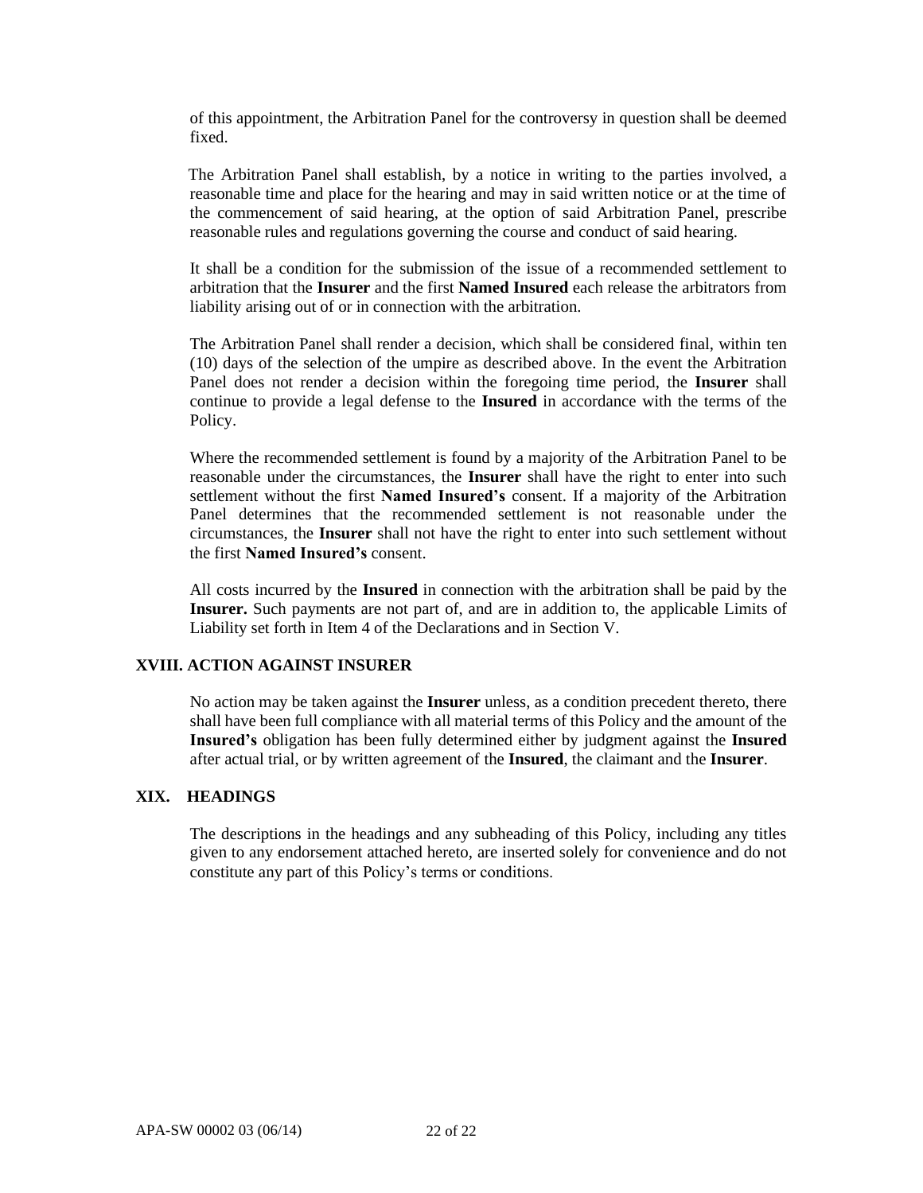of this appointment, the Arbitration Panel for the controversy in question shall be deemed fixed.

The Arbitration Panel shall establish, by a notice in writing to the parties involved, a reasonable time and place for the hearing and may in said written notice or at the time of the commencement of said hearing, at the option of said Arbitration Panel, prescribe reasonable rules and regulations governing the course and conduct of said hearing.

It shall be a condition for the submission of the issue of a recommended settlement to arbitration that the **Insurer** and the first **Named Insured** each release the arbitrators from liability arising out of or in connection with the arbitration.

The Arbitration Panel shall render a decision, which shall be considered final, within ten (10) days of the selection of the umpire as described above. In the event the Arbitration Panel does not render a decision within the foregoing time period, the **Insurer** shall continue to provide a legal defense to the **Insured** in accordance with the terms of the Policy.

Where the recommended settlement is found by a majority of the Arbitration Panel to be reasonable under the circumstances, the **Insurer** shall have the right to enter into such settlement without the first **Named Insured's** consent. If a majority of the Arbitration Panel determines that the recommended settlement is not reasonable under the circumstances, the **Insurer** shall not have the right to enter into such settlement without the first **Named Insured's** consent.

All costs incurred by the **Insured** in connection with the arbitration shall be paid by the **Insurer.** Such payments are not part of, and are in addition to, the applicable Limits of Liability set forth in Item 4 of the Declarations and in Section V.

## XVIII. ACTION AGAINST INSURER

No action may be taken against the **Insurer** unless, as a condition precedent thereto, there shall have been full compliance with all material terms of this Policy and the amount of the **Insured's** obligation has been fully determined either by judgment against the **Insured** after actual trial, or by written agreement of the **Insured**, the claimant and the **Insurer**.

## XIX. HEADINGS

The descriptions in the headings and any subheading of this Policy, including any titles given to any endorsement attached hereto, are inserted solely for convenience and do not constitute any part of this Policy's terms or conditions.

APA-SW 00002 03 (06/14)